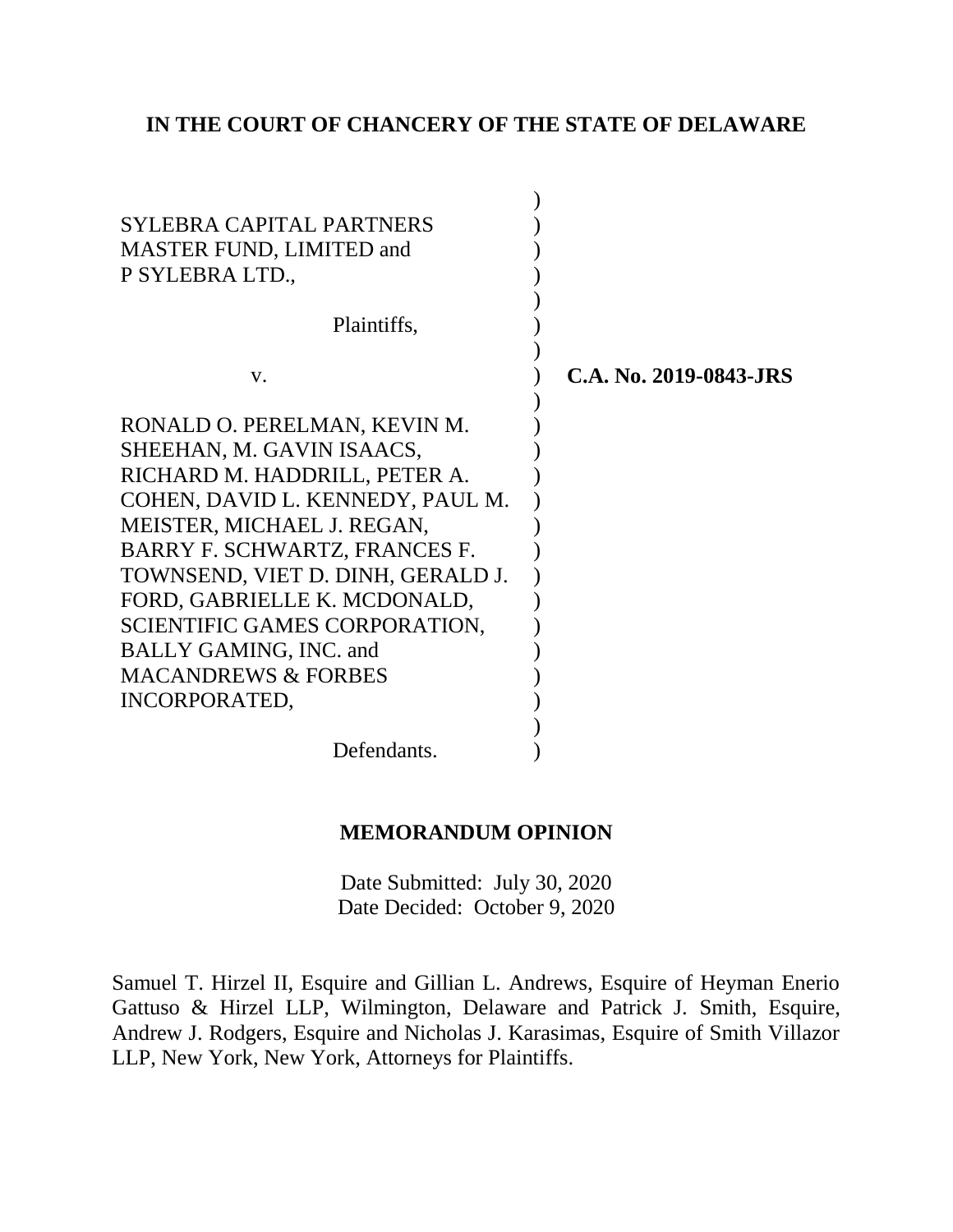**IN THE COURT OF CHANCERY OF THE STATE OF DELAWARE**

SYLEBRA CAPITAL PARTNERS MASTER FUND, LIMITED and P SYLEBRA LTD.,

Plaintiffs,

v.

RONALD O. PERELMAN, KEVIN M. SHEEHAN, M. GAVIN ISAACS, RICHARD M. HADDRILL, PETER A. COHEN, DAVID L. KENNEDY, PAUL M. MEISTER, MICHAEL J. REGAN, BARRY F. SCHWARTZ, FRANCES F. TOWNSEND, VIET D. DINH, GERALD J. FORD, GABRIELLE K. MCDONALD, SCIENTIFIC GAMES CORPORATION, BALLY GAMING, INC. and MACANDREWS & FORBES INCORPORATED,

Defendants.

**C.A. No. 2019-0843-JRS**

**MEMORANDUM OPINION**

Date Submitted: July 30, 2020
Date Decided: October 9, 2020

Samuel T. Hirzel II, Esquire and Gillian L. Andrews, Esquire of Heyman Enerio Gattuso & Hirzel LLP, Wilmington, Delaware and Patrick J. Smith, Esquire, Andrew J. Rodgers, Esquire and Nicholas J. Karasimas, Esquire of Smith Villazor LLP, New York, New York, Attorneys for Plaintiffs.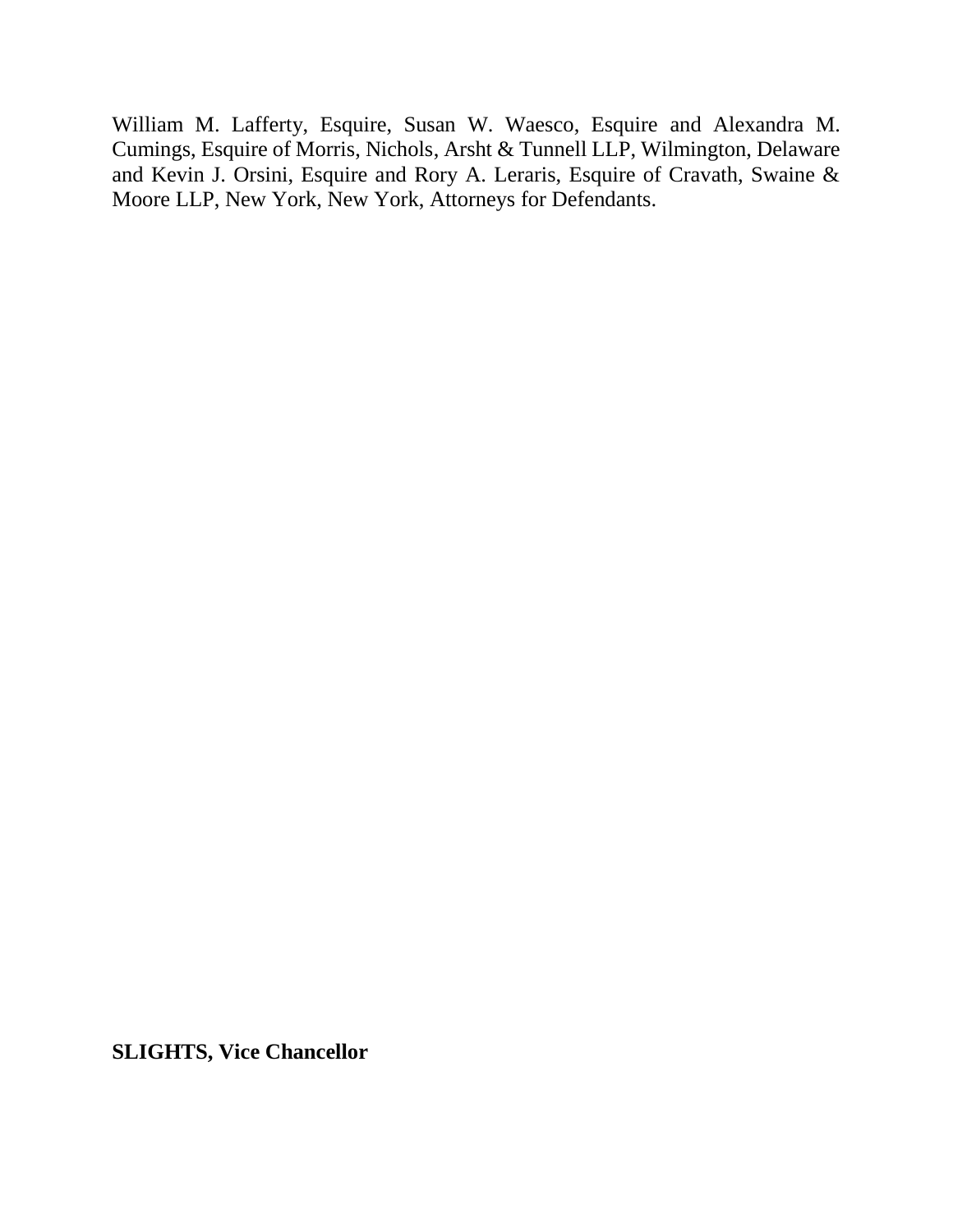William M. Lafferty, Esquire, Susan W. Waesco, Esquire and Alexandra M. Cumings, Esquire of Morris, Nichols, Arsht & Tunnell LLP, Wilmington, Delaware and Kevin J. Orsini, Esquire and Rory A. Leraris, Esquire of Cravath, Swaine & Moore LLP, New York, New York, Attorneys for Defendants.

**SLIGHTS, Vice Chancellor**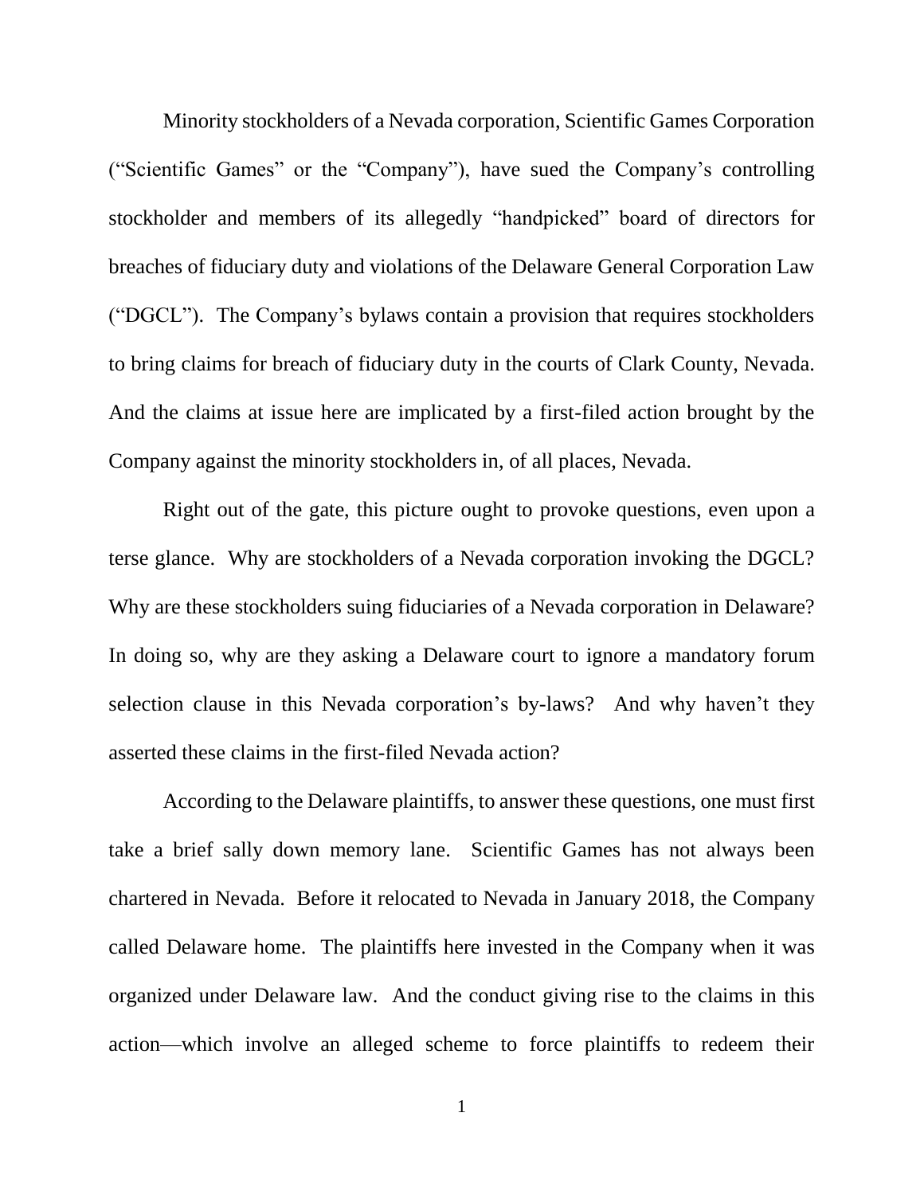Minority stockholders of a Nevada corporation, Scientific Games Corporation ("Scientific Games" or the "Company"), have sued the Company's controlling stockholder and members of its allegedly "handpicked" board of directors for breaches of fiduciary duty and violations of the Delaware General Corporation Law ("DGCL"). The Company's bylaws contain a provision that requires stockholders to bring claims for breach of fiduciary duty in the courts of Clark County, Nevada. And the claims at issue here are implicated by a first-filed action brought by the Company against the minority stockholders in, of all places, Nevada.

Right out of the gate, this picture ought to provoke questions, even upon a terse glance. Why are stockholders of a Nevada corporation invoking the DGCL? Why are these stockholders suing fiduciaries of a Nevada corporation in Delaware? In doing so, why are they asking a Delaware court to ignore a mandatory forum selection clause in this Nevada corporation's by-laws? And why haven't they asserted these claims in the first-filed Nevada action?

According to the Delaware plaintiffs, to answer these questions, one must first take a brief sally down memory lane. Scientific Games has not always been chartered in Nevada. Before it relocated to Nevada in January 2018, the Company called Delaware home. The plaintiffs here invested in the Company when it was organized under Delaware law. And the conduct giving rise to the claims in this action—which involve an alleged scheme to force plaintiffs to redeem their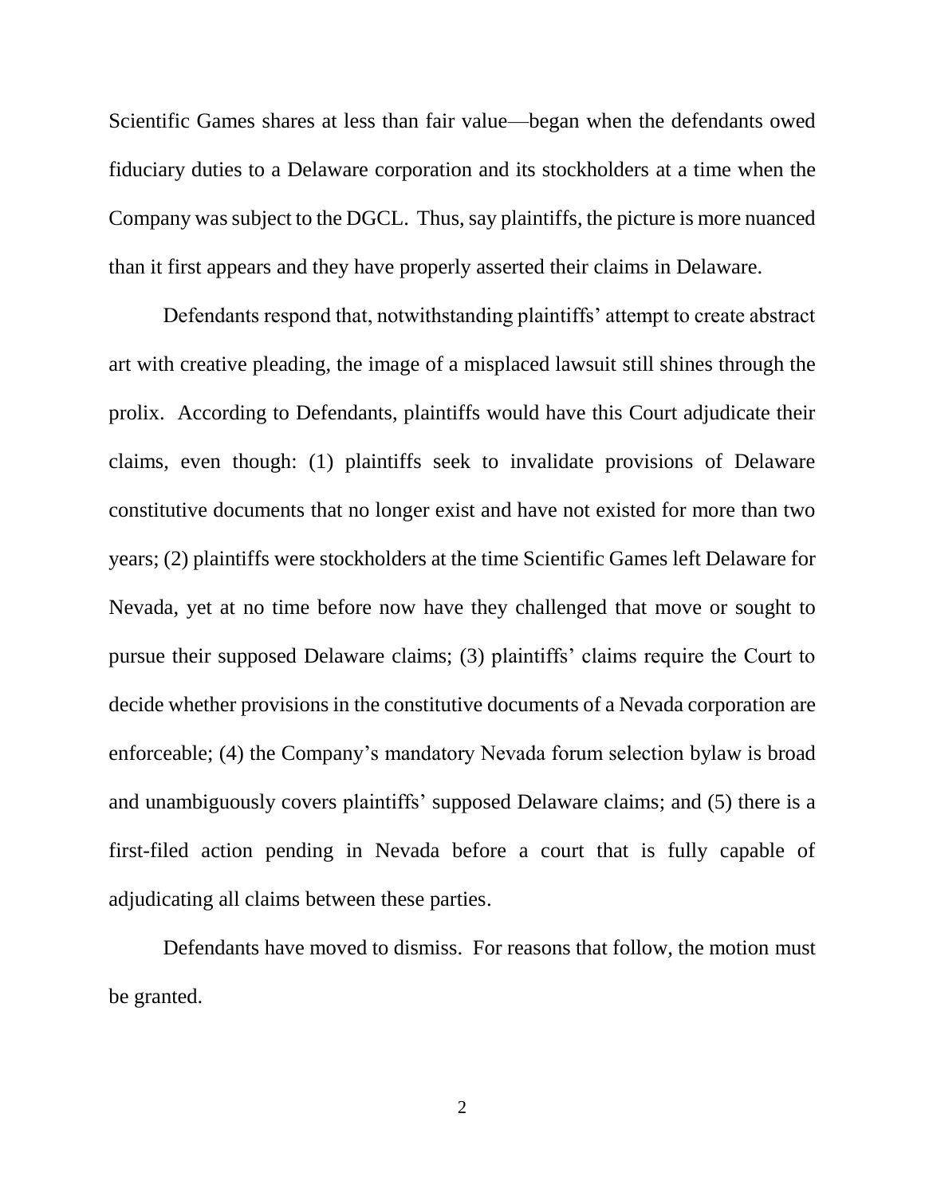Scientific Games shares at less than fair value—began when the defendants owed fiduciary duties to a Delaware corporation and its stockholders at a time when the Company was subject to the DGCL. Thus, say plaintiffs, the picture is more nuanced than it first appears and they have properly asserted their claims in Delaware.

Defendants respond that, notwithstanding plaintiffs' attempt to create abstract art with creative pleading, the image of a misplaced lawsuit still shines through the prolix. According to Defendants, plaintiffs would have this Court adjudicate their claims, even though: (1) plaintiffs seek to invalidate provisions of Delaware constitutive documents that no longer exist and have not existed for more than two years; (2) plaintiffs were stockholders at the time Scientific Games left Delaware for Nevada, yet at no time before now have they challenged that move or sought to pursue their supposed Delaware claims; (3) plaintiffs' claims require the Court to decide whether provisions in the constitutive documents of a Nevada corporation are enforceable; (4) the Company's mandatory Nevada forum selection bylaw is broad and unambiguously covers plaintiffs' supposed Delaware claims; and (5) there is a first-filed action pending in Nevada before a court that is fully capable of adjudicating all claims between these parties.

Defendants have moved to dismiss. For reasons that follow, the motion must be granted.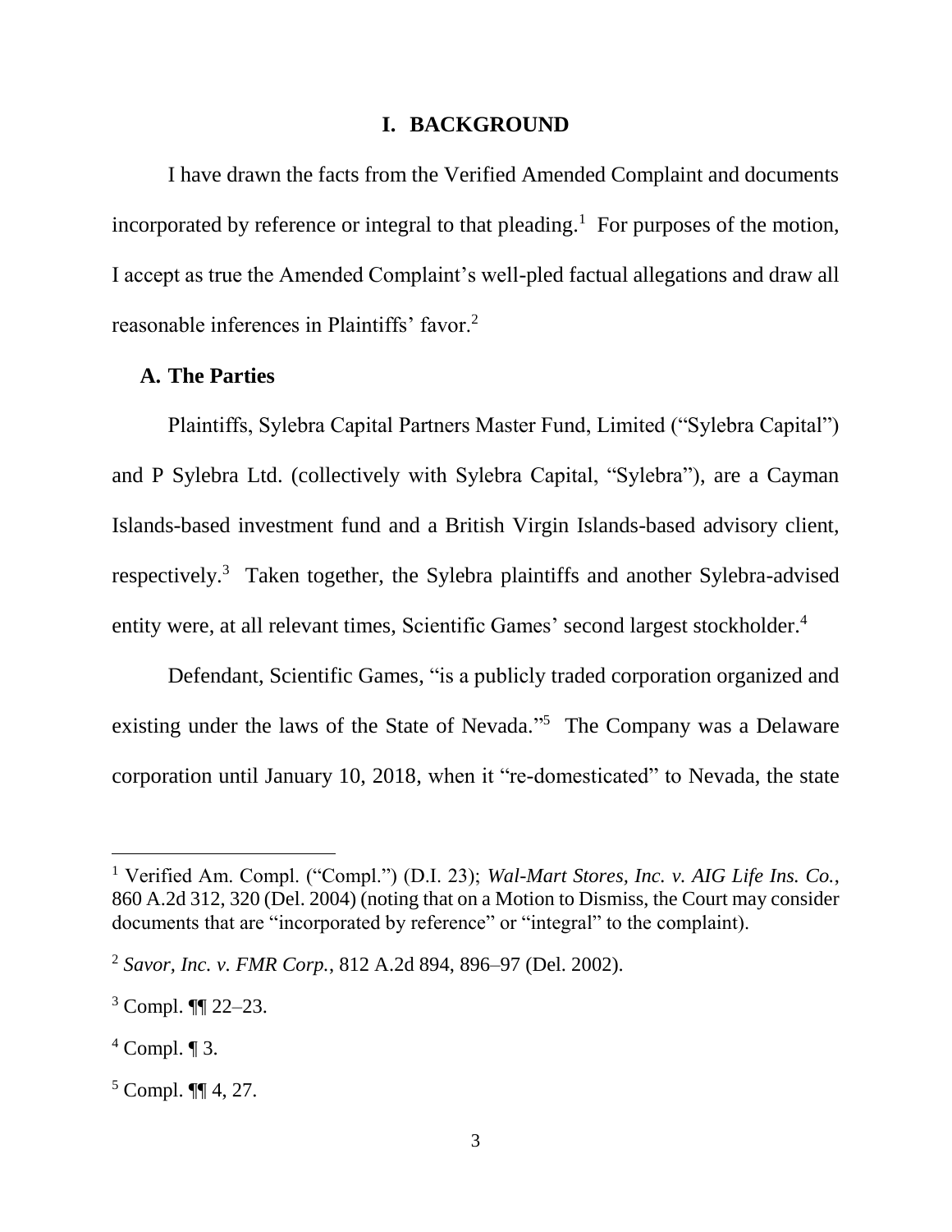## I. BACKGROUND

I have drawn the facts from the Verified Amended Complaint and documents incorporated by reference or integral to that pleading.[1] For purposes of the motion, I accept as true the Amended Complaint's well-pled factual allegations and draw all reasonable inferences in Plaintiffs' favor.[2]

### A. The Parties

Plaintiffs, Sylebra Capital Partners Master Fund, Limited ("Sylebra Capital") and P Sylebra Ltd. (collectively with Sylebra Capital, "Sylebra"), are a Cayman Islands-based investment fund and a British Virgin Islands-based advisory client, respectively.[3] Taken together, the Sylebra plaintiffs and another Sylebra-advised entity were, at all relevant times, Scientific Games' second largest stockholder.[4]

Defendant, Scientific Games, "is a publicly traded corporation organized and existing under the laws of the State of Nevada."[5] The Company was a Delaware corporation until January 10, 2018, when it "re-domesticated" to Nevada, the state

---

[1] Verified Am. Compl. ("Compl.") (D.I. 23); *Wal-Mart Stores, Inc. v. AIG Life Ins. Co.*, 860 A.2d 312, 320 (Del. 2004) (noting that on a Motion to Dismiss, the Court may consider documents that are "incorporated by reference" or "integral" to the complaint).

[2] *Savor, Inc. v. FMR Corp.*, 812 A.2d 894, 896–97 (Del. 2002).

[3] Compl. ¶¶ 22–23.

[4] Compl. ¶ 3.

[5] Compl. ¶¶ 4, 27.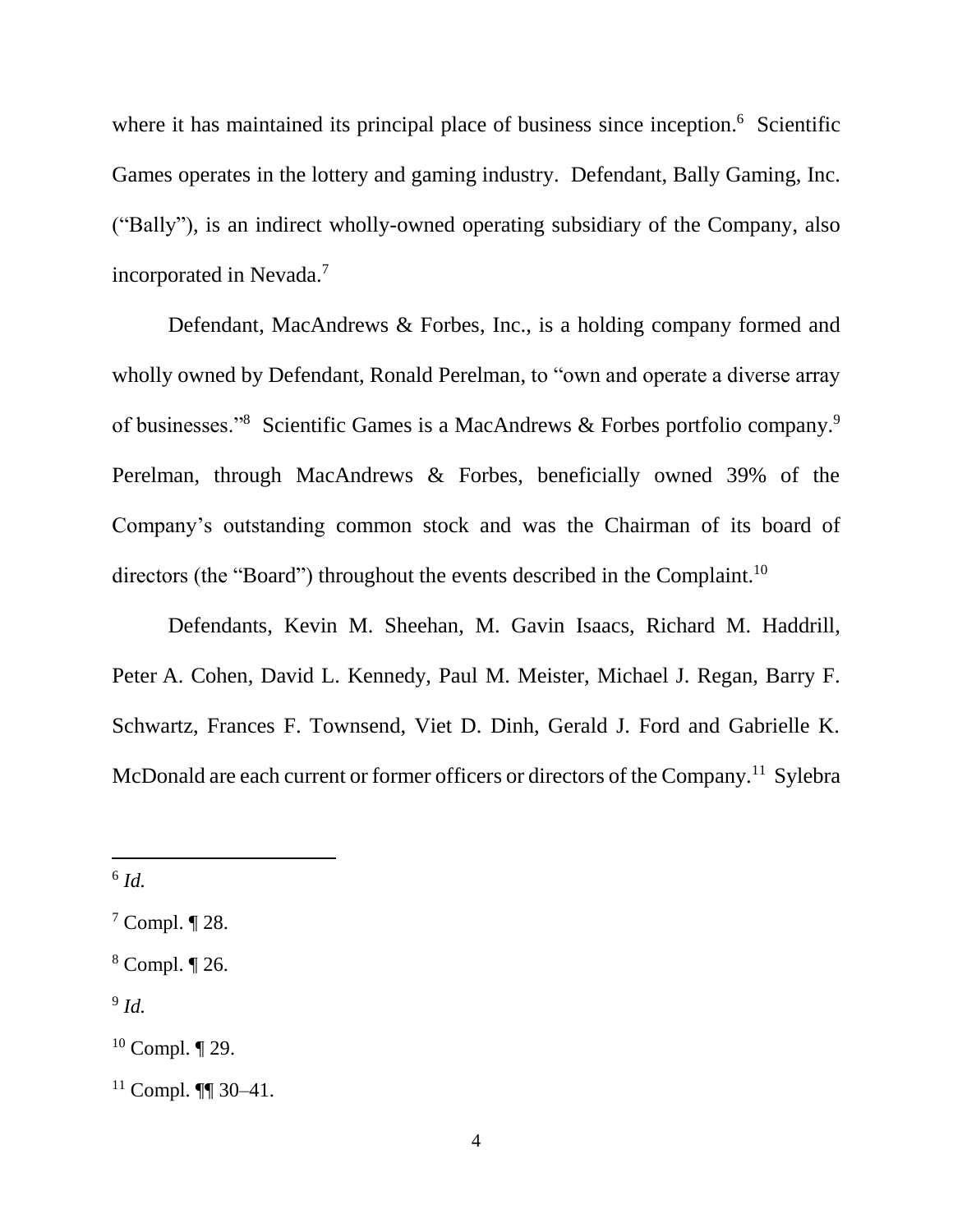where it has maintained its principal place of business since inception.[6] Scientific Games operates in the lottery and gaming industry. Defendant, Bally Gaming, Inc. ("Bally"), is an indirect wholly-owned operating subsidiary of the Company, also incorporated in Nevada.[7]

Defendant, MacAndrews & Forbes, Inc., is a holding company formed and wholly owned by Defendant, Ronald Perelman, to "own and operate a diverse array of businesses."[8] Scientific Games is a MacAndrews & Forbes portfolio company.[9] Perelman, through MacAndrews & Forbes, beneficially owned 39% of the Company's outstanding common stock and was the Chairman of its board of directors (the "Board") throughout the events described in the Complaint.[10]

Defendants, Kevin M. Sheehan, M. Gavin Isaacs, Richard M. Haddrill, Peter A. Cohen, David L. Kennedy, Paul M. Meister, Michael J. Regan, Barry F. Schwartz, Frances F. Townsend, Viet D. Dinh, Gerald J. Ford and Gabrielle K. McDonald are each current or former officers or directors of the Company.[11] Sylebra

---

[6] *Id.*

[7] Compl. ¶ 28.

[8] Compl. ¶ 26.

[9] *Id.*

[10] Compl. ¶ 29.

[11] Compl. ¶¶ 30–41.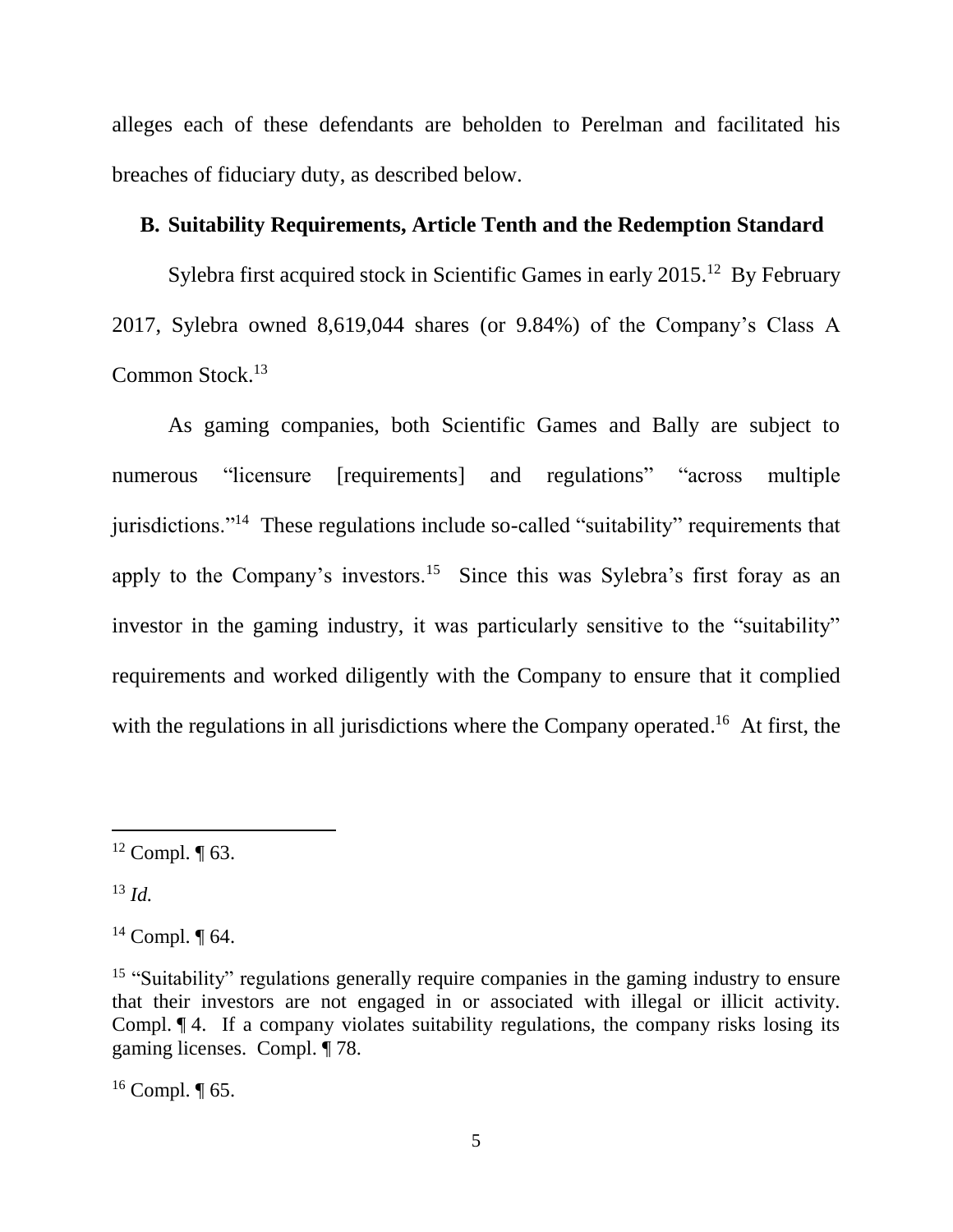alleges each of these defendants are beholden to Perelman and facilitated his breaches of fiduciary duty, as described below.

### B. Suitability Requirements, Article Tenth and the Redemption Standard

Sylebra first acquired stock in Scientific Games in early 2015.[12] By February 2017, Sylebra owned 8,619,044 shares (or 9.84%) of the Company's Class A Common Stock.[13]

As gaming companies, both Scientific Games and Bally are subject to numerous "licensure [requirements] and regulations" "across multiple jurisdictions."[14] These regulations include so-called "suitability" requirements that apply to the Company's investors.[15] Since this was Sylebra's first foray as an investor in the gaming industry, it was particularly sensitive to the "suitability" requirements and worked diligently with the Company to ensure that it complied with the regulations in all jurisdictions where the Company operated.[16] At first, the

---

[12] Compl. ¶ 63.

[13] *Id.*

[14] Compl. ¶ 64.

[15] "Suitability" regulations generally require companies in the gaming industry to ensure that their investors are not engaged in or associated with illegal or illicit activity. Compl. ¶ 4. If a company violates suitability regulations, the company risks losing its gaming licenses. Compl. ¶ 78.

[16] Compl. ¶ 65.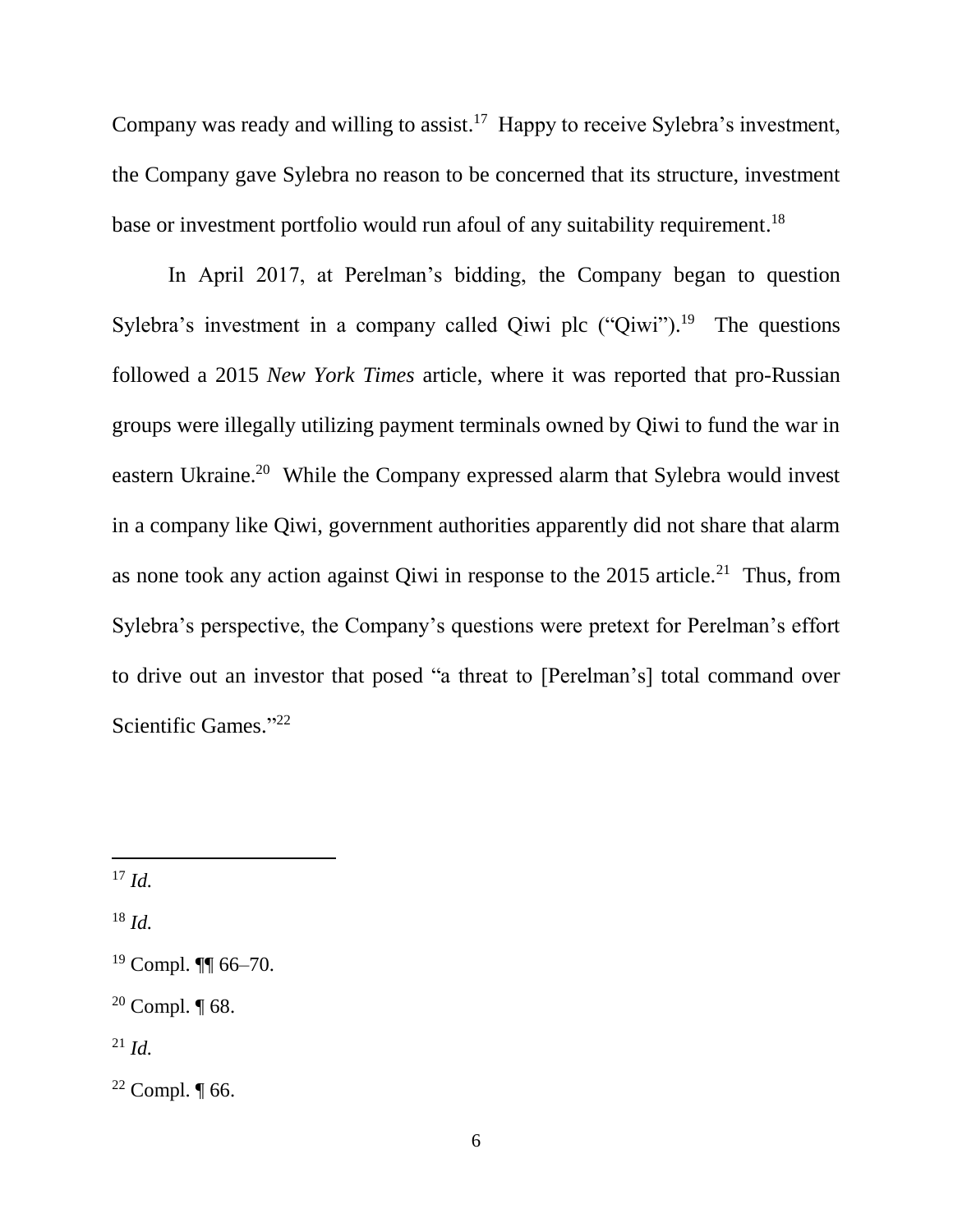Company was ready and willing to assist.[17] Happy to receive Sylebra's investment, the Company gave Sylebra no reason to be concerned that its structure, investment base or investment portfolio would run afoul of any suitability requirement.[18]

In April 2017, at Perelman's bidding, the Company began to question Sylebra's investment in a company called Qiwi plc ("Qiwi").[19] The questions followed a 2015 *New York Times* article, where it was reported that pro-Russian groups were illegally utilizing payment terminals owned by Qiwi to fund the war in eastern Ukraine.[20] While the Company expressed alarm that Sylebra would invest in a company like Qiwi, government authorities apparently did not share that alarm as none took any action against Qiwi in response to the 2015 article.[21] Thus, from Sylebra's perspective, the Company's questions were pretext for Perelman's effort to drive out an investor that posed "a threat to [Perelman's] total command over Scientific Games."[22]

---

[17] *Id.*

[18] *Id.*

[19] Compl. ¶¶ 66–70.

[20] Compl. ¶ 68.

[21] *Id.*

[22] Compl. ¶ 66.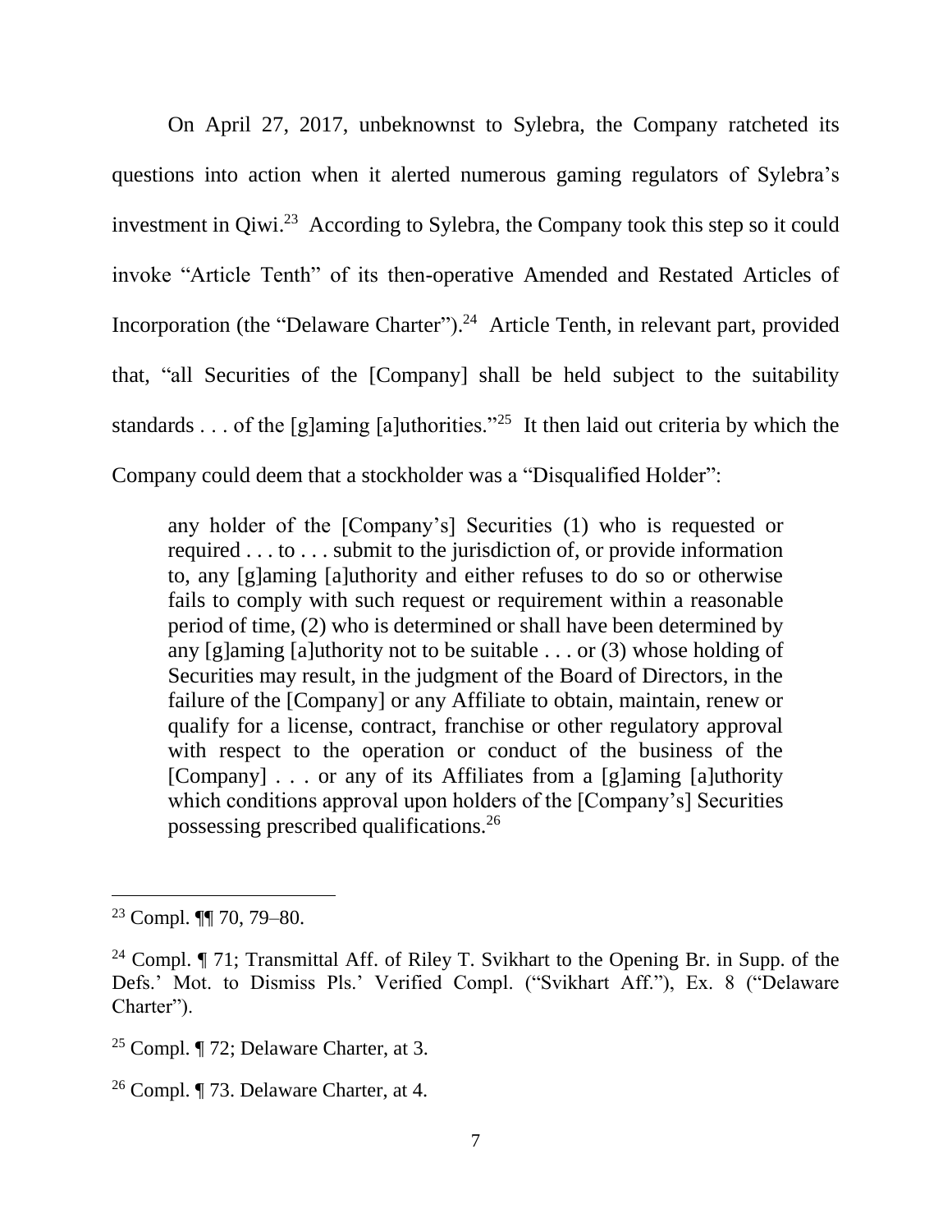On April 27, 2017, unbeknownst to Sylebra, the Company ratcheted its questions into action when it alerted numerous gaming regulators of Sylebra's investment in Qiwi.[23] According to Sylebra, the Company took this step so it could invoke "Article Tenth" of its then-operative Amended and Restated Articles of Incorporation (the "Delaware Charter").[24] Article Tenth, in relevant part, provided that, "all Securities of the [Company] shall be held subject to the suitability standards . . . of the [g]aming [a]uthorities."[25] It then laid out criteria by which the Company could deem that a stockholder was a "Disqualified Holder":

> any holder of the [Company's] Securities (1) who is requested or required . . . to . . . submit to the jurisdiction of, or provide information to, any [g]aming [a]uthority and either refuses to do so or otherwise fails to comply with such request or requirement within a reasonable period of time, (2) who is determined or shall have been determined by any [g]aming [a]uthority not to be suitable . . . or (3) whose holding of Securities may result, in the judgment of the Board of Directors, in the failure of the [Company] or any Affiliate to obtain, maintain, renew or qualify for a license, contract, franchise or other regulatory approval with respect to the operation or conduct of the business of the [Company] . . . or any of its Affiliates from a [g]aming [a]uthority which conditions approval upon holders of the [Company's] Securities possessing prescribed qualifications.[26]

---

[23] Compl. ¶¶ 70, 79–80.

[24] Compl. ¶ 71; Transmittal Aff. of Riley T. Svikhart to the Opening Br. in Supp. of the Defs.' Mot. to Dismiss Pls.' Verified Compl. ("Svikhart Aff."), Ex. 8 ("Delaware Charter").

[25] Compl. ¶ 72; Delaware Charter, at 3.

[26] Compl. ¶ 73. Delaware Charter, at 4.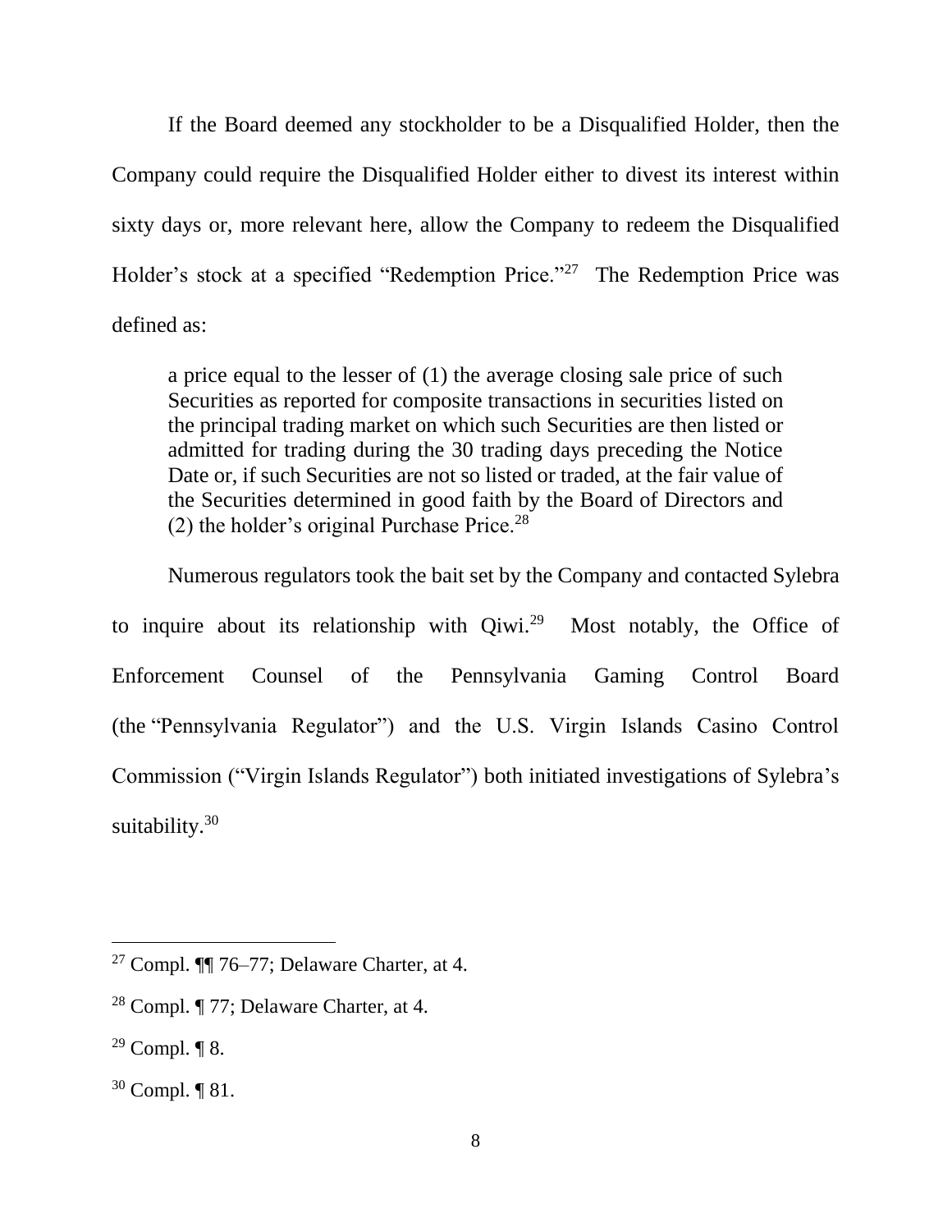If the Board deemed any stockholder to be a Disqualified Holder, then the Company could require the Disqualified Holder either to divest its interest within sixty days or, more relevant here, allow the Company to redeem the Disqualified Holder's stock at a specified "Redemption Price."[27] The Redemption Price was defined as:

> a price equal to the lesser of (1) the average closing sale price of such Securities as reported for composite transactions in securities listed on the principal trading market on which such Securities are then listed or admitted for trading during the 30 trading days preceding the Notice Date or, if such Securities are not so listed or traded, at the fair value of the Securities determined in good faith by the Board of Directors and (2) the holder's original Purchase Price.[28]

Numerous regulators took the bait set by the Company and contacted Sylebra to inquire about its relationship with Qiwi.[29] Most notably, the Office of Enforcement Counsel of the Pennsylvania Gaming Control Board (the "Pennsylvania Regulator") and the U.S. Virgin Islands Casino Control Commission ("Virgin Islands Regulator") both initiated investigations of Sylebra's suitability.[30]

---

[27] Compl. ¶¶ 76–77; Delaware Charter, at 4.

[28] Compl. ¶ 77; Delaware Charter, at 4.

[29] Compl. ¶ 8.

[30] Compl. ¶ 81.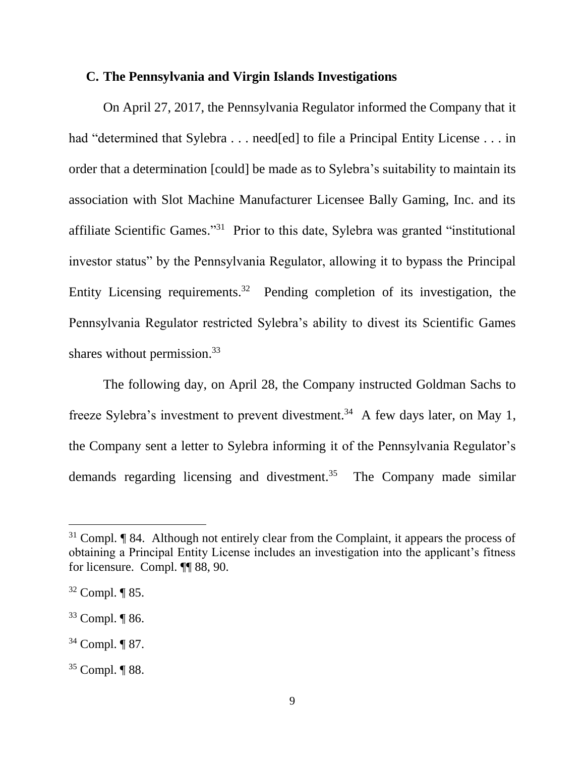### C. The Pennsylvania and Virgin Islands Investigations

On April 27, 2017, the Pennsylvania Regulator informed the Company that it had "determined that Sylebra . . . need[ed] to file a Principal Entity License . . . in order that a determination [could] be made as to Sylebra's suitability to maintain its association with Slot Machine Manufacturer Licensee Bally Gaming, Inc. and its affiliate Scientific Games."[31] Prior to this date, Sylebra was granted "institutional investor status" by the Pennsylvania Regulator, allowing it to bypass the Principal Entity Licensing requirements.[32] Pending completion of its investigation, the Pennsylvania Regulator restricted Sylebra's ability to divest its Scientific Games shares without permission.[33]

The following day, on April 28, the Company instructed Goldman Sachs to freeze Sylebra's investment to prevent divestment.[34] A few days later, on May 1, the Company sent a letter to Sylebra informing it of the Pennsylvania Regulator's demands regarding licensing and divestment.[35] The Company made similar

---

[31] Compl. ¶ 84. Although not entirely clear from the Complaint, it appears the process of obtaining a Principal Entity License includes an investigation into the applicant's fitness for licensure. Compl. ¶¶ 88, 90.

[32] Compl. ¶ 85.

[33] Compl. ¶ 86.

[34] Compl. ¶ 87.

[35] Compl. ¶ 88.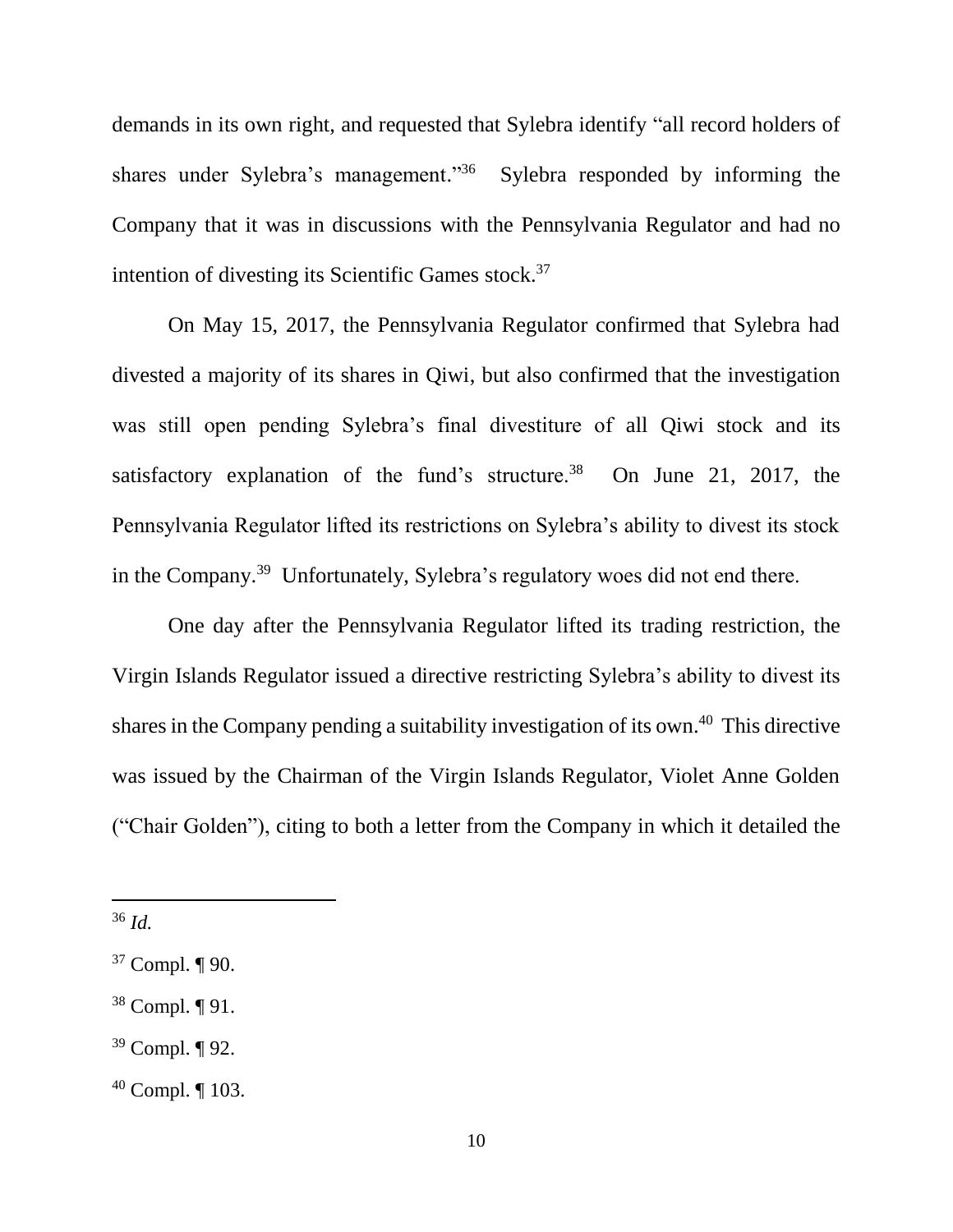demands in its own right, and requested that Sylebra identify "all record holders of shares under Sylebra's management."[36] Sylebra responded by informing the Company that it was in discussions with the Pennsylvania Regulator and had no intention of divesting its Scientific Games stock.[37]

On May 15, 2017, the Pennsylvania Regulator confirmed that Sylebra had divested a majority of its shares in Qiwi, but also confirmed that the investigation was still open pending Sylebra's final divestiture of all Qiwi stock and its satisfactory explanation of the fund's structure.[38] On June 21, 2017, the Pennsylvania Regulator lifted its restrictions on Sylebra's ability to divest its stock in the Company.[39] Unfortunately, Sylebra's regulatory woes did not end there.

One day after the Pennsylvania Regulator lifted its trading restriction, the Virgin Islands Regulator issued a directive restricting Sylebra's ability to divest its shares in the Company pending a suitability investigation of its own.[40] This directive was issued by the Chairman of the Virgin Islands Regulator, Violet Anne Golden ("Chair Golden"), citing to both a letter from the Company in which it detailed the

---

[36] *Id.*

[37] Compl. ¶ 90.

[38] Compl. ¶ 91.

[39] Compl. ¶ 92.

[40] Compl. ¶ 103.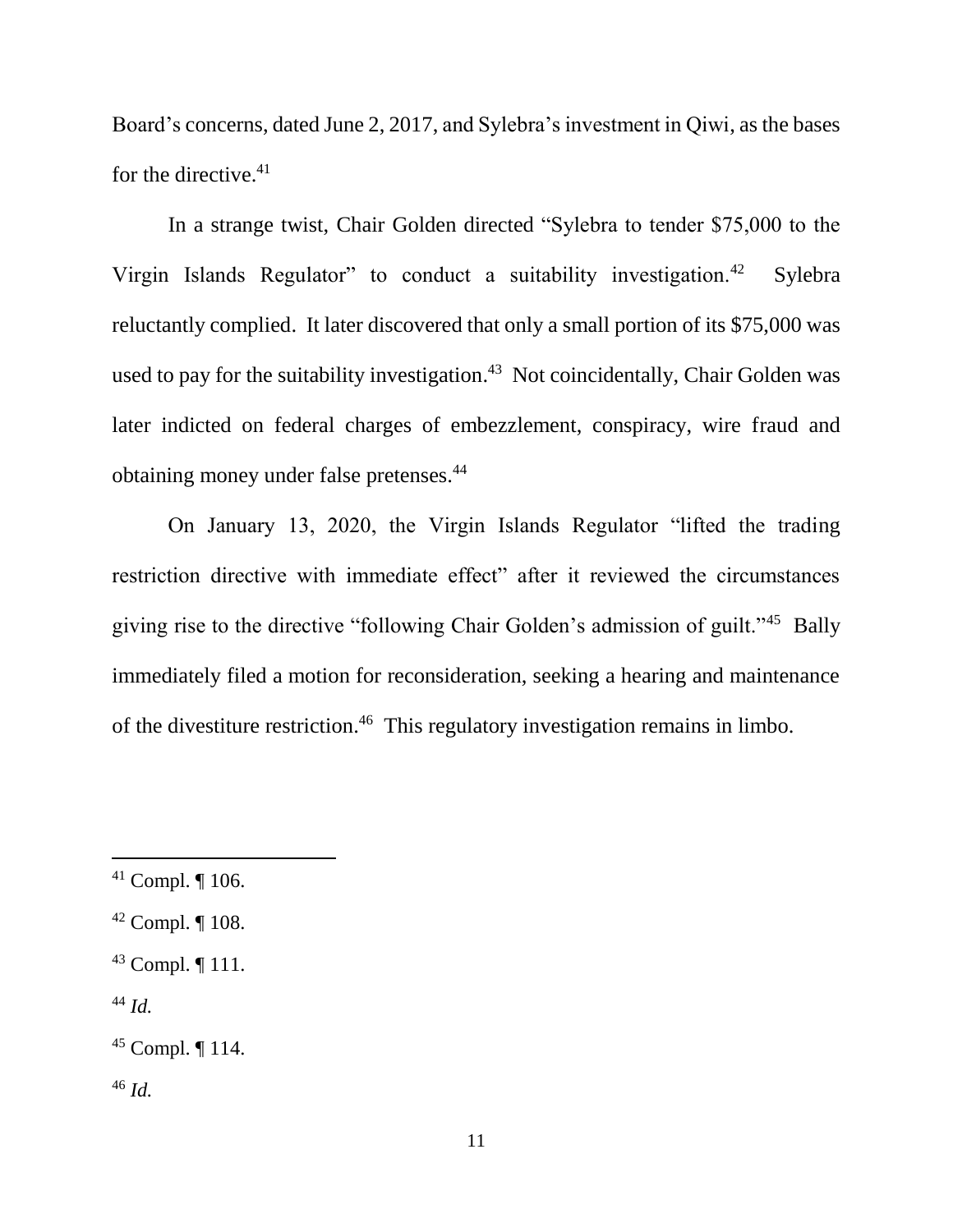Board's concerns, dated June 2, 2017, and Sylebra's investment in Qiwi, as the bases for the directive.[41]

In a strange twist, Chair Golden directed "Sylebra to tender $75,000 to the Virgin Islands Regulator" to conduct a suitability investigation.[42] Sylebra reluctantly complied. It later discovered that only a small portion of its $75,000 was used to pay for the suitability investigation.[43] Not coincidentally, Chair Golden was later indicted on federal charges of embezzlement, conspiracy, wire fraud and obtaining money under false pretenses.[44]

On January 13, 2020, the Virgin Islands Regulator "lifted the trading restriction directive with immediate effect" after it reviewed the circumstances giving rise to the directive "following Chair Golden's admission of guilt."[45] Bally immediately filed a motion for reconsideration, seeking a hearing and maintenance of the divestiture restriction.[46] This regulatory investigation remains in limbo.

---

[41] Compl. ¶ 106.

[42] Compl. ¶ 108.

[43] Compl. ¶ 111.

[44] *Id.*

[45] Compl. ¶ 114.

[46] *Id.*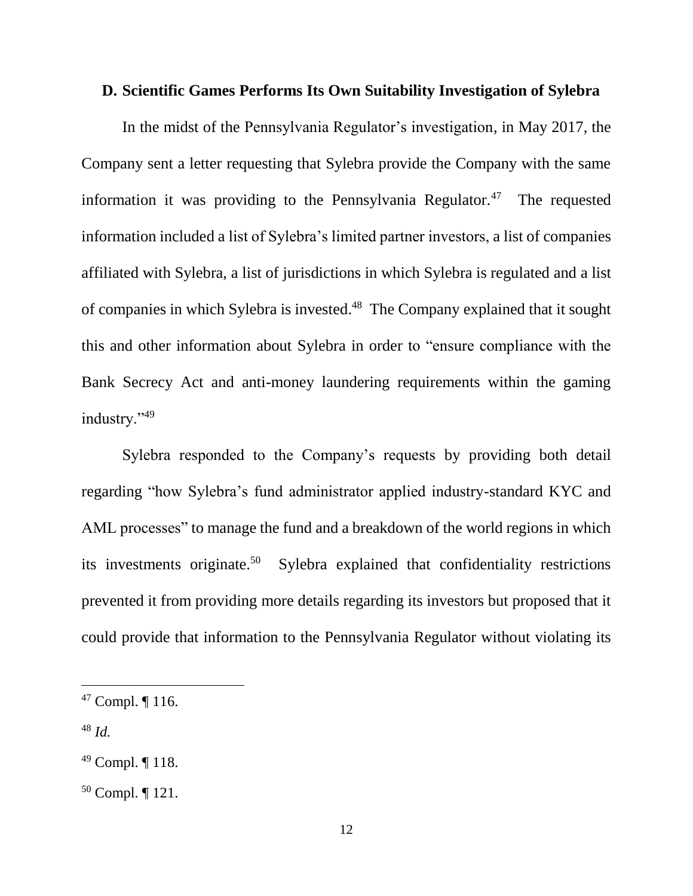### D. Scientific Games Performs Its Own Suitability Investigation of Sylebra

In the midst of the Pennsylvania Regulator's investigation, in May 2017, the Company sent a letter requesting that Sylebra provide the Company with the same information it was providing to the Pennsylvania Regulator.[47] The requested information included a list of Sylebra's limited partner investors, a list of companies affiliated with Sylebra, a list of jurisdictions in which Sylebra is regulated and a list of companies in which Sylebra is invested.[48] The Company explained that it sought this and other information about Sylebra in order to "ensure compliance with the Bank Secrecy Act and anti-money laundering requirements within the gaming industry."[49]

Sylebra responded to the Company's requests by providing both detail regarding "how Sylebra's fund administrator applied industry-standard KYC and AML processes" to manage the fund and a breakdown of the world regions in which its investments originate.[50] Sylebra explained that confidentiality restrictions prevented it from providing more details regarding its investors but proposed that it could provide that information to the Pennsylvania Regulator without violating its

---

[47] Compl. ¶ 116.

[48] *Id.*

[49] Compl. ¶ 118.

[50] Compl. ¶ 121.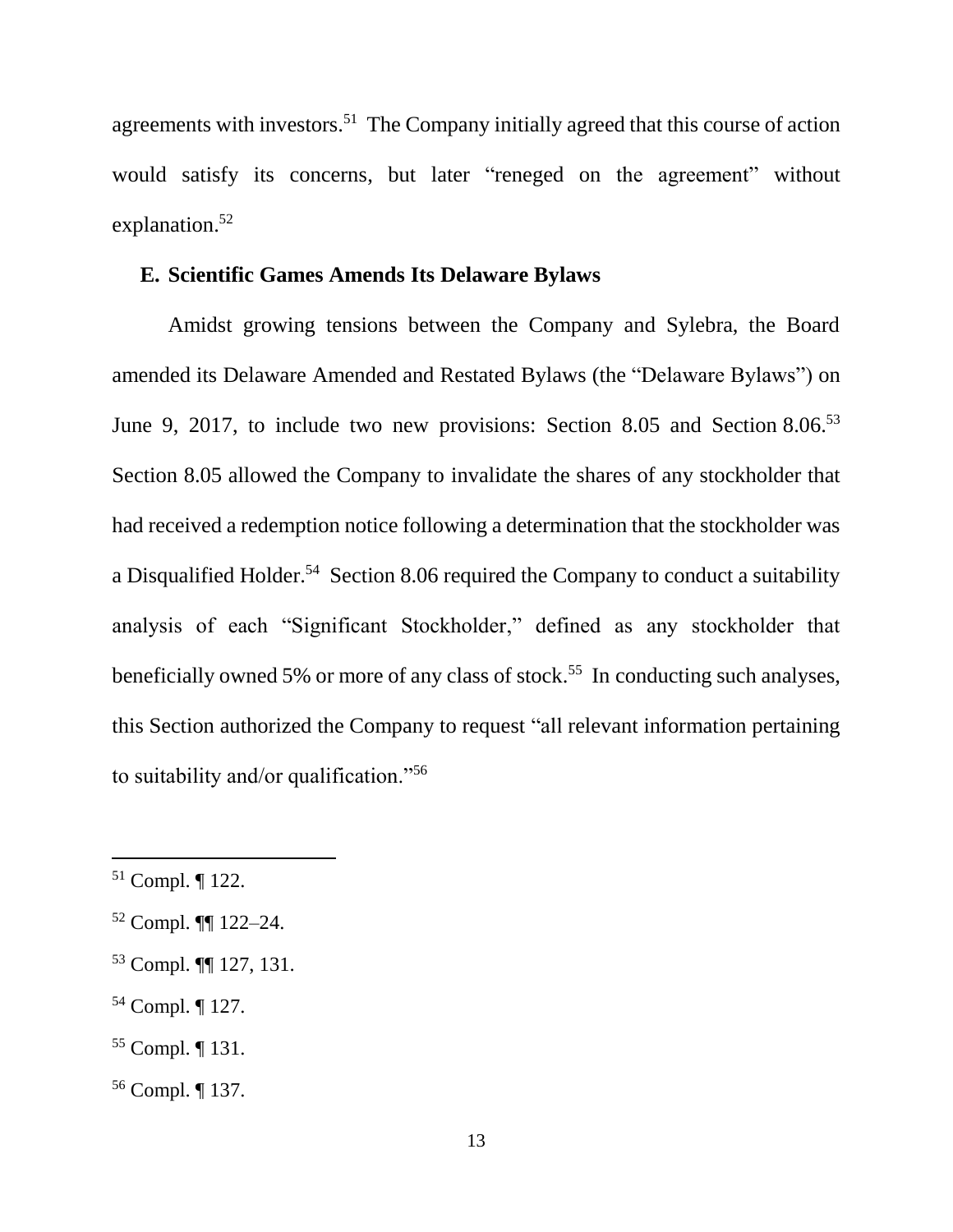agreements with investors.[51] The Company initially agreed that this course of action would satisfy its concerns, but later "reneged on the agreement" without explanation.[52]

### E. Scientific Games Amends Its Delaware Bylaws

Amidst growing tensions between the Company and Sylebra, the Board amended its Delaware Amended and Restated Bylaws (the "Delaware Bylaws") on June 9, 2017, to include two new provisions: Section 8.05 and Section 8.06.[53] Section 8.05 allowed the Company to invalidate the shares of any stockholder that had received a redemption notice following a determination that the stockholder was a Disqualified Holder.[54] Section 8.06 required the Company to conduct a suitability analysis of each "Significant Stockholder," defined as any stockholder that beneficially owned 5% or more of any class of stock.[55] In conducting such analyses, this Section authorized the Company to request "all relevant information pertaining to suitability and/or qualification."[56]

---

[51] Compl. ¶ 122.

[52] Compl. ¶¶ 122–24.

[53] Compl. ¶¶ 127, 131.

[54] Compl. ¶ 127.

[55] Compl. ¶ 131.

[56] Compl. ¶ 137.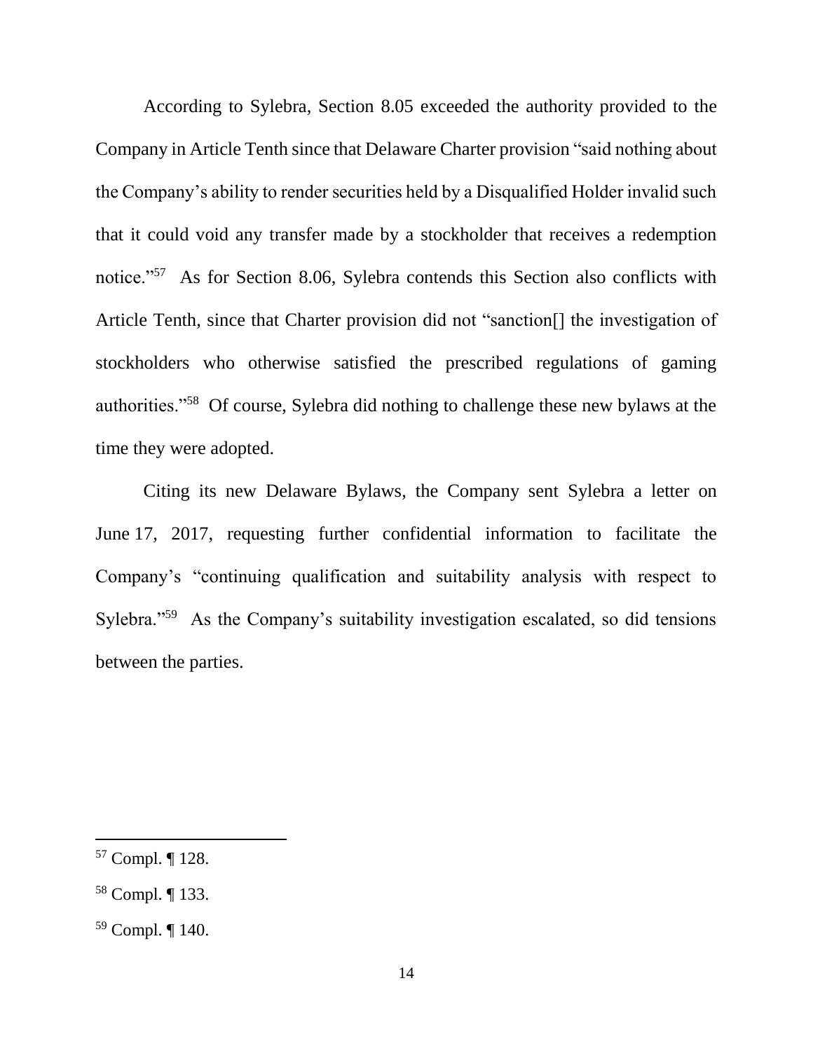According to Sylebra, Section 8.05 exceeded the authority provided to the Company in Article Tenth since that Delaware Charter provision "said nothing about the Company's ability to render securities held by a Disqualified Holder invalid such that it could void any transfer made by a stockholder that receives a redemption notice."[57] As for Section 8.06, Sylebra contends this Section also conflicts with Article Tenth, since that Charter provision did not "sanction[] the investigation of stockholders who otherwise satisfied the prescribed regulations of gaming authorities."[58] Of course, Sylebra did nothing to challenge these new bylaws at the time they were adopted.

Citing its new Delaware Bylaws, the Company sent Sylebra a letter on June 17, 2017, requesting further confidential information to facilitate the Company's "continuing qualification and suitability analysis with respect to Sylebra."[59] As the Company's suitability investigation escalated, so did tensions between the parties.

---

[57] Compl. ¶ 128.

[58] Compl. ¶ 133.

[59] Compl. ¶ 140.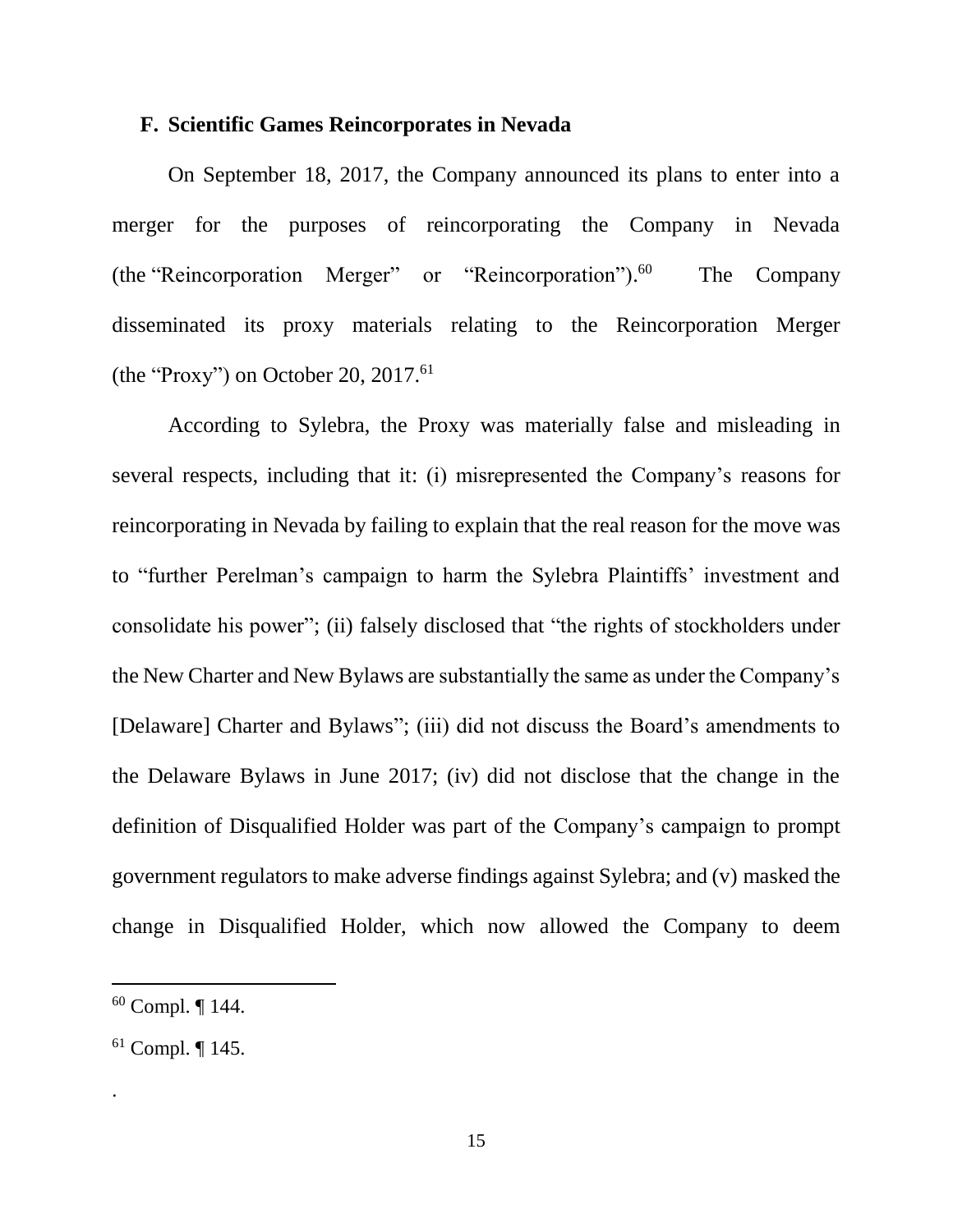### F. Scientific Games Reincorporates in Nevada

On September 18, 2017, the Company announced its plans to enter into a merger for the purposes of reincorporating the Company in Nevada (the "Reincorporation Merger" or "Reincorporation").[60] The Company disseminated its proxy materials relating to the Reincorporation Merger (the "Proxy") on October 20, 2017.[61]

According to Sylebra, the Proxy was materially false and misleading in several respects, including that it: (i) misrepresented the Company's reasons for reincorporating in Nevada by failing to explain that the real reason for the move was to "further Perelman's campaign to harm the Sylebra Plaintiffs' investment and consolidate his power"; (ii) falsely disclosed that "the rights of stockholders under the New Charter and New Bylaws are substantially the same as under the Company's [Delaware] Charter and Bylaws"; (iii) did not discuss the Board's amendments to the Delaware Bylaws in June 2017; (iv) did not disclose that the change in the definition of Disqualified Holder was part of the Company's campaign to prompt government regulators to make adverse findings against Sylebra; and (v) masked the change in Disqualified Holder, which now allowed the Company to deem

---

[60] Compl. ¶ 144.

[61] Compl. ¶ 145.

.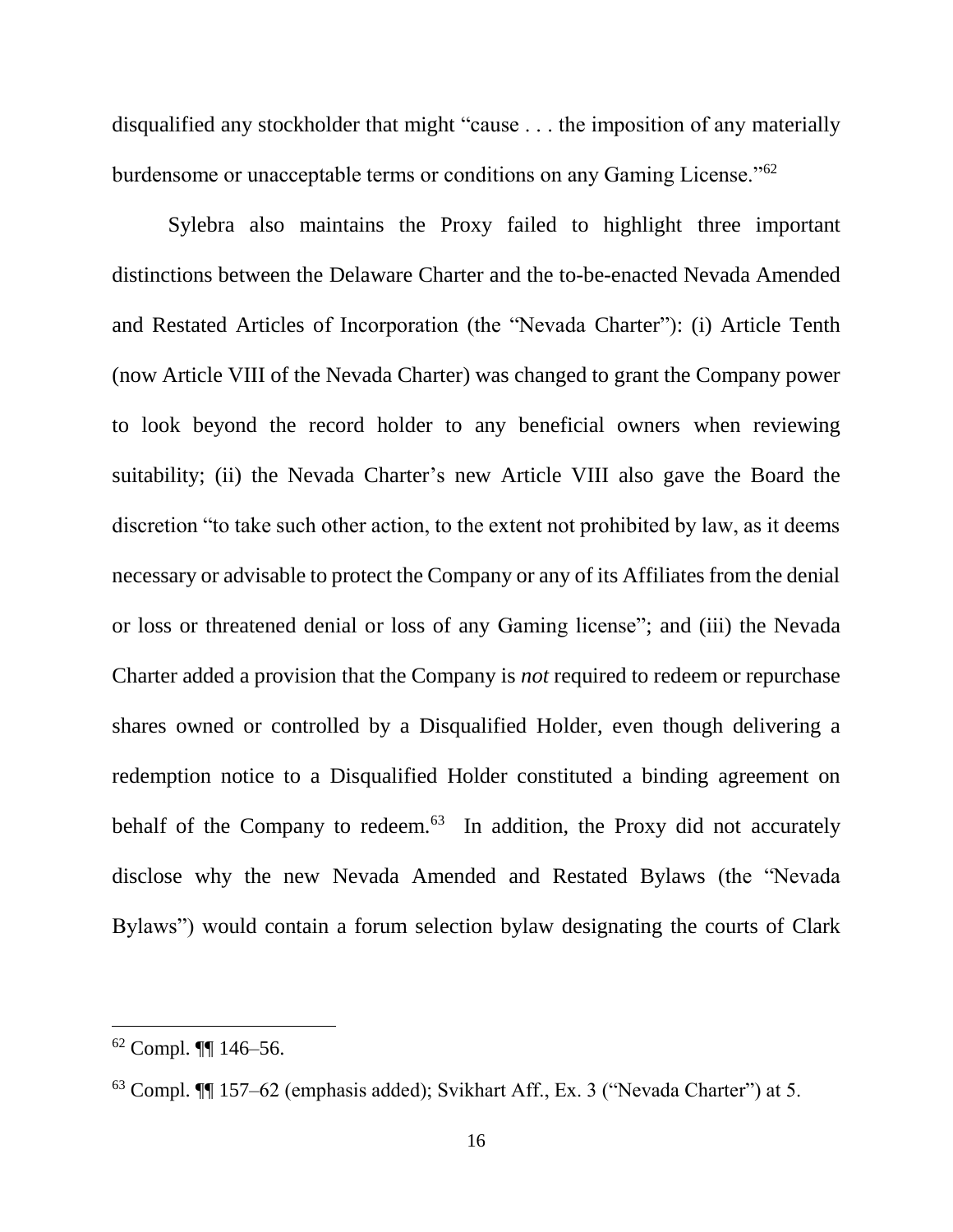disqualified any stockholder that might "cause . . . the imposition of any materially burdensome or unacceptable terms or conditions on any Gaming License."[62]

Sylebra also maintains the Proxy failed to highlight three important distinctions between the Delaware Charter and the to-be-enacted Nevada Amended and Restated Articles of Incorporation (the "Nevada Charter"): (i) Article Tenth (now Article VIII of the Nevada Charter) was changed to grant the Company power to look beyond the record holder to any beneficial owners when reviewing suitability; (ii) the Nevada Charter's new Article VIII also gave the Board the discretion "to take such other action, to the extent not prohibited by law, as it deems necessary or advisable to protect the Company or any of its Affiliates from the denial or loss or threatened denial or loss of any Gaming license"; and (iii) the Nevada Charter added a provision that the Company is *not* required to redeem or repurchase shares owned or controlled by a Disqualified Holder, even though delivering a redemption notice to a Disqualified Holder constituted a binding agreement on behalf of the Company to redeem.[63] In addition, the Proxy did not accurately disclose why the new Nevada Amended and Restated Bylaws (the "Nevada Bylaws") would contain a forum selection bylaw designating the courts of Clark

---

[62] Compl. ¶¶ 146–56.

[63] Compl. ¶¶ 157–62 (emphasis added); Svikhart Aff., Ex. 3 ("Nevada Charter") at 5.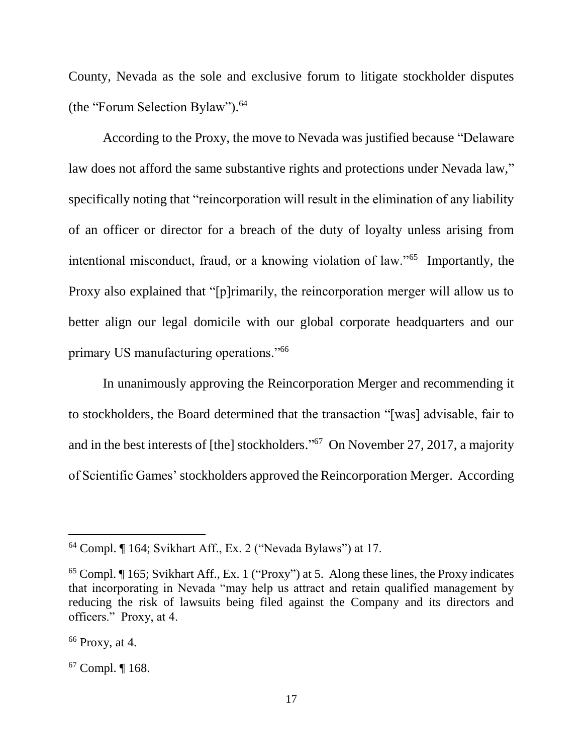County, Nevada as the sole and exclusive forum to litigate stockholder disputes (the "Forum Selection Bylaw").[64]

According to the Proxy, the move to Nevada was justified because "Delaware law does not afford the same substantive rights and protections under Nevada law," specifically noting that "reincorporation will result in the elimination of any liability of an officer or director for a breach of the duty of loyalty unless arising from intentional misconduct, fraud, or a knowing violation of law."[65] Importantly, the Proxy also explained that "[p]rimarily, the reincorporation merger will allow us to better align our legal domicile with our global corporate headquarters and our primary US manufacturing operations."[66]

In unanimously approving the Reincorporation Merger and recommending it to stockholders, the Board determined that the transaction "[was] advisable, fair to and in the best interests of [the] stockholders."[67] On November 27, 2017, a majority of Scientific Games' stockholders approved the Reincorporation Merger. According

---

[64] Compl. ¶ 164; Svikhart Aff., Ex. 2 ("Nevada Bylaws") at 17.

[65] Compl. ¶ 165; Svikhart Aff., Ex. 1 ("Proxy") at 5. Along these lines, the Proxy indicates that incorporating in Nevada "may help us attract and retain qualified management by reducing the risk of lawsuits being filed against the Company and its directors and officers." Proxy, at 4.

[66] Proxy, at 4.

[67] Compl. ¶ 168.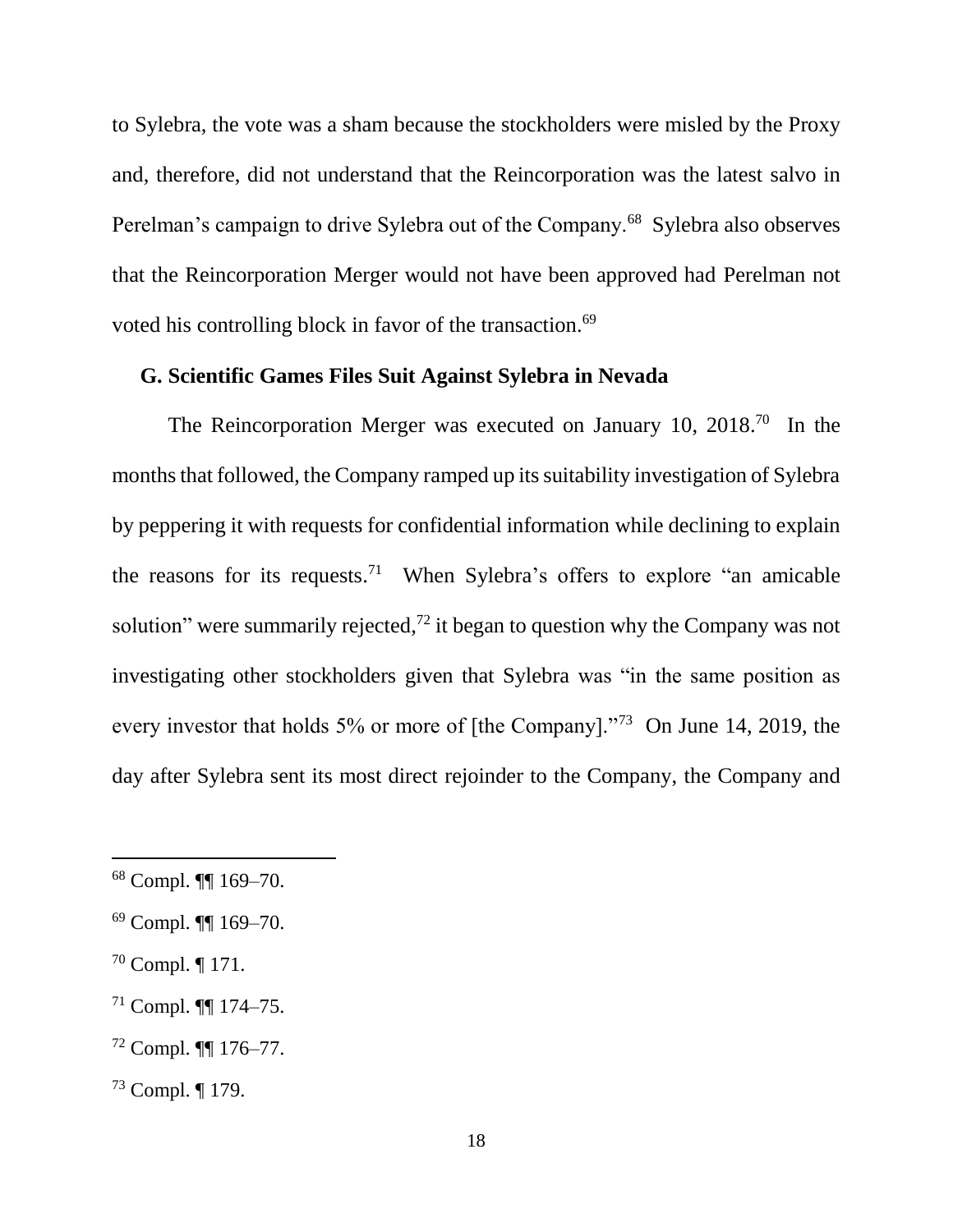to Sylebra, the vote was a sham because the stockholders were misled by the Proxy and, therefore, did not understand that the Reincorporation was the latest salvo in Perelman's campaign to drive Sylebra out of the Company.[68] Sylebra also observes that the Reincorporation Merger would not have been approved had Perelman not voted his controlling block in favor of the transaction.[69]

### G. Scientific Games Files Suit Against Sylebra in Nevada

The Reincorporation Merger was executed on January 10, 2018.[70] In the months that followed, the Company ramped up its suitability investigation of Sylebra by peppering it with requests for confidential information while declining to explain the reasons for its requests.[71] When Sylebra's offers to explore "an amicable solution" were summarily rejected,[72] it began to question why the Company was not investigating other stockholders given that Sylebra was "in the same position as every investor that holds 5% or more of [the Company]."[73] On June 14, 2019, the day after Sylebra sent its most direct rejoinder to the Company, the Company and

---

[68] Compl. ¶¶ 169–70.

[69] Compl. ¶¶ 169–70.

[70] Compl. ¶ 171.

[71] Compl. ¶¶ 174–75.

[72] Compl. ¶¶ 176–77.

[73] Compl. ¶ 179.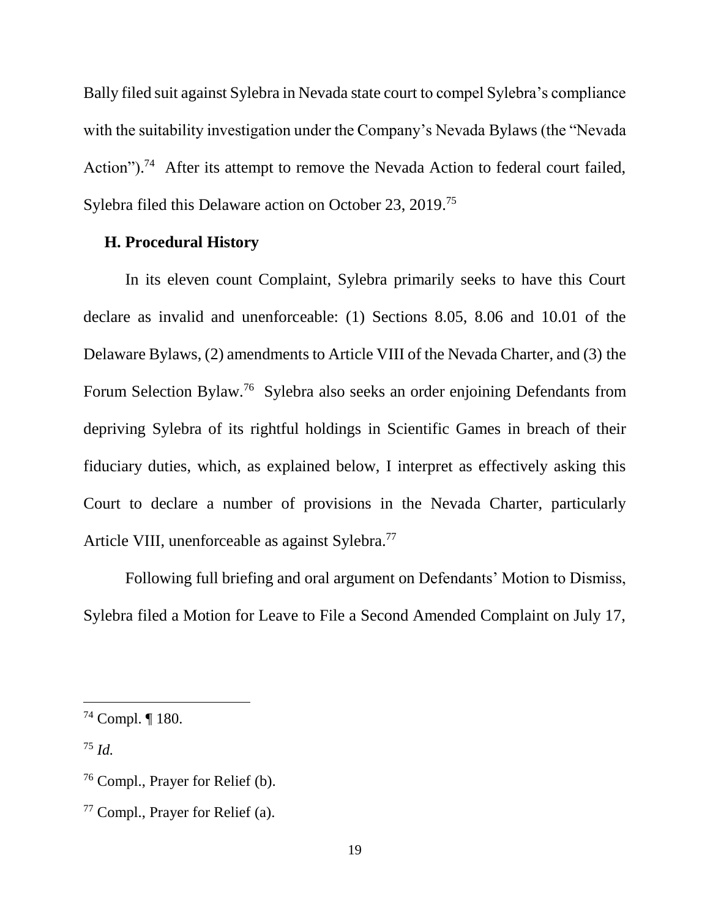Bally filed suit against Sylebra in Nevada state court to compel Sylebra's compliance with the suitability investigation under the Company's Nevada Bylaws (the "Nevada Action").[74] After its attempt to remove the Nevada Action to federal court failed, Sylebra filed this Delaware action on October 23, 2019.[75]

### H. Procedural History

In its eleven count Complaint, Sylebra primarily seeks to have this Court declare as invalid and unenforceable: (1) Sections 8.05, 8.06 and 10.01 of the Delaware Bylaws, (2) amendments to Article VIII of the Nevada Charter, and (3) the Forum Selection Bylaw.[76] Sylebra also seeks an order enjoining Defendants from depriving Sylebra of its rightful holdings in Scientific Games in breach of their fiduciary duties, which, as explained below, I interpret as effectively asking this Court to declare a number of provisions in the Nevada Charter, particularly Article VIII, unenforceable as against Sylebra.[77]

Following full briefing and oral argument on Defendants' Motion to Dismiss, Sylebra filed a Motion for Leave to File a Second Amended Complaint on July 17,

---

[74] Compl. ¶ 180.

[75] *Id.*

[76] Compl., Prayer for Relief (b).

[77] Compl., Prayer for Relief (a).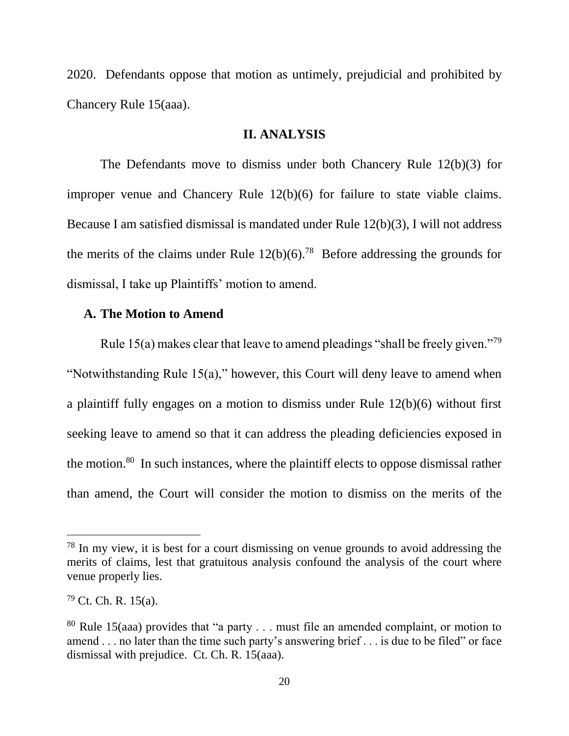2020. Defendants oppose that motion as untimely, prejudicial and prohibited by Chancery Rule 15(aaa).

## II. ANALYSIS

The Defendants move to dismiss under both Chancery Rule 12(b)(3) for improper venue and Chancery Rule 12(b)(6) for failure to state viable claims. Because I am satisfied dismissal is mandated under Rule 12(b)(3), I will not address the merits of the claims under Rule 12(b)(6).[78] Before addressing the grounds for dismissal, I take up Plaintiffs' motion to amend.

### A. The Motion to Amend

Rule 15(a) makes clear that leave to amend pleadings "shall be freely given."[79] "Notwithstanding Rule 15(a)," however, this Court will deny leave to amend when a plaintiff fully engages on a motion to dismiss under Rule 12(b)(6) without first seeking leave to amend so that it can address the pleading deficiencies exposed in the motion.[80] In such instances, where the plaintiff elects to oppose dismissal rather than amend, the Court will consider the motion to dismiss on the merits of the

---

[78] In my view, it is best for a court dismissing on venue grounds to avoid addressing the merits of claims, lest that gratuitous analysis confound the analysis of the court where venue properly lies.

[79] Ct. Ch. R. 15(a).

[80] Rule 15(aaa) provides that "a party . . . must file an amended complaint, or motion to amend . . . no later than the time such party's answering brief . . . is due to be filed" or face dismissal with prejudice. Ct. Ch. R. 15(aaa).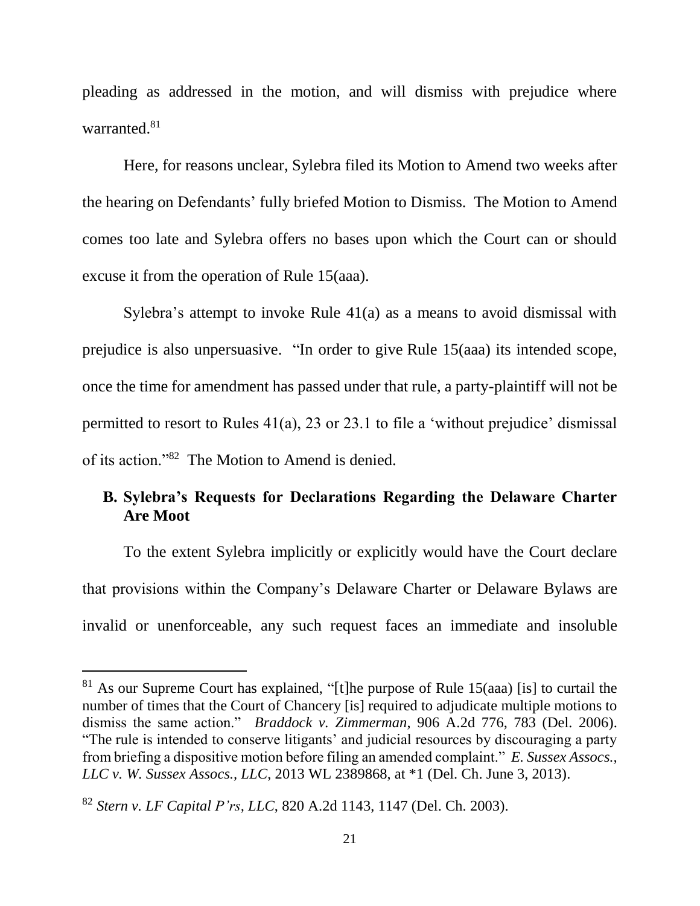pleading as addressed in the motion, and will dismiss with prejudice where warranted.[81]

Here, for reasons unclear, Sylebra filed its Motion to Amend two weeks after the hearing on Defendants' fully briefed Motion to Dismiss. The Motion to Amend comes too late and Sylebra offers no bases upon which the Court can or should excuse it from the operation of Rule 15(aaa).

Sylebra's attempt to invoke Rule 41(a) as a means to avoid dismissal with prejudice is also unpersuasive. "In order to give Rule 15(aaa) its intended scope, once the time for amendment has passed under that rule, a party-plaintiff will not be permitted to resort to Rules 41(a), 23 or 23.1 to file a 'without prejudice' dismissal of its action."[82] The Motion to Amend is denied.

### B. Sylebra's Requests for Declarations Regarding the Delaware Charter Are Moot

To the extent Sylebra implicitly or explicitly would have the Court declare that provisions within the Company's Delaware Charter or Delaware Bylaws are invalid or unenforceable, any such request faces an immediate and insoluble

---

[81] As our Supreme Court has explained, "[t]he purpose of Rule 15(aaa) [is] to curtail the number of times that the Court of Chancery [is] required to adjudicate multiple motions to dismiss the same action." *Braddock v. Zimmerman*, 906 A.2d 776, 783 (Del. 2006). "The rule is intended to conserve litigants' and judicial resources by discouraging a party from briefing a dispositive motion before filing an amended complaint." *E. Sussex Assocs., LLC v. W. Sussex Assocs., LLC*, 2013 WL 2389868, at *1 (Del. Ch. June 3, 2013).

[82] *Stern v. LF Capital P'rs, LLC*, 820 A.2d 1143, 1147 (Del. Ch. 2003).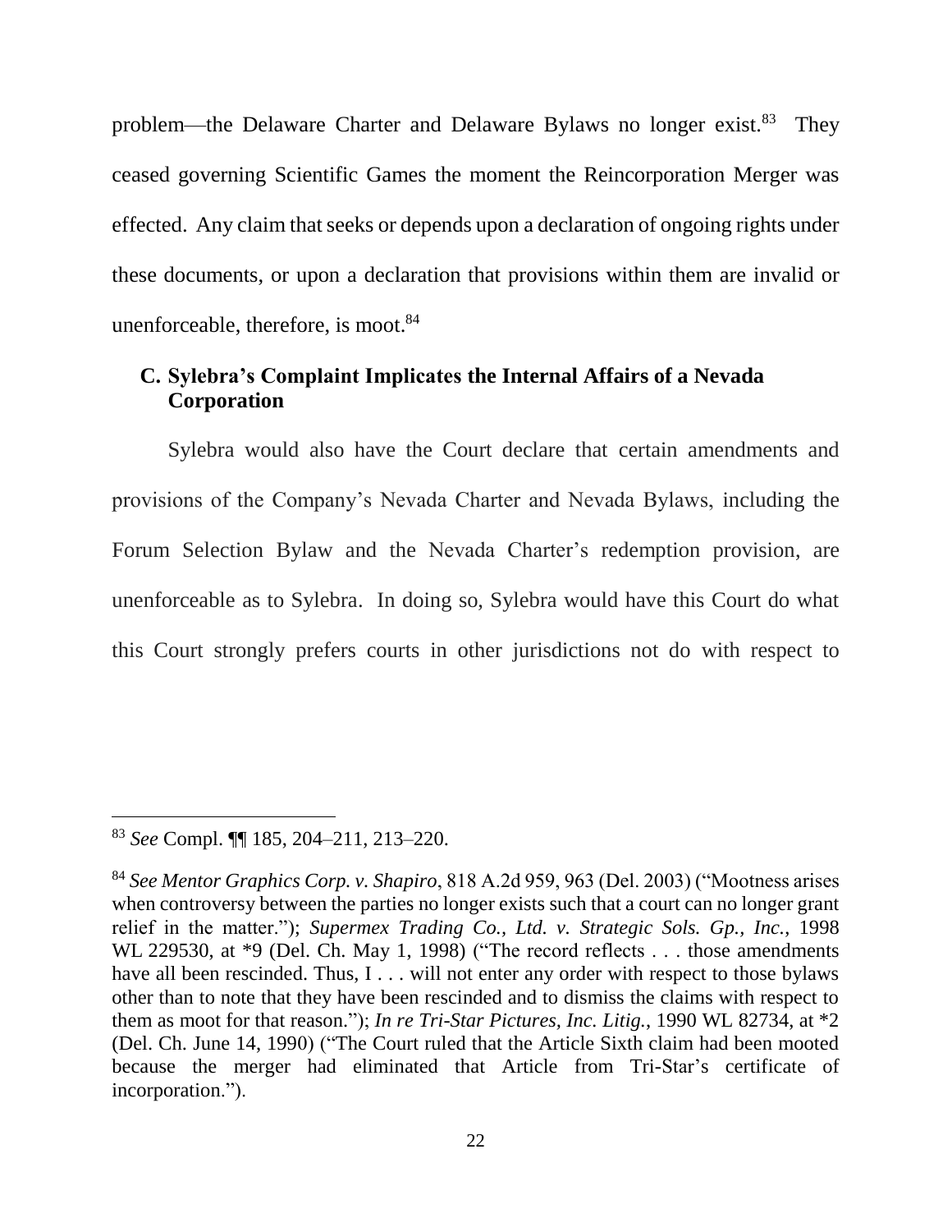problem—the Delaware Charter and Delaware Bylaws no longer exist.[83] They ceased governing Scientific Games the moment the Reincorporation Merger was effected. Any claim that seeks or depends upon a declaration of ongoing rights under these documents, or upon a declaration that provisions within them are invalid or unenforceable, therefore, is moot.[84]

### C. Sylebra's Complaint Implicates the Internal Affairs of a Nevada Corporation

Sylebra would also have the Court declare that certain amendments and provisions of the Company's Nevada Charter and Nevada Bylaws, including the Forum Selection Bylaw and the Nevada Charter's redemption provision, are unenforceable as to Sylebra. In doing so, Sylebra would have this Court do what this Court strongly prefers courts in other jurisdictions not do with respect to

---

[83] *See* Compl. ¶¶ 185, 204–211, 213–220.

[84] *See Mentor Graphics Corp. v. Shapiro*, 818 A.2d 959, 963 (Del. 2003) ("Mootness arises when controversy between the parties no longer exists such that a court can no longer grant relief in the matter."); *Supermex Trading Co., Ltd. v. Strategic Sols. Gp., Inc.*, 1998 WL 229530, at *9 (Del. Ch. May 1, 1998) ("The record reflects . . . those amendments have all been rescinded. Thus, I . . . will not enter any order with respect to those bylaws other than to note that they have been rescinded and to dismiss the claims with respect to them as moot for that reason."); *In re Tri-Star Pictures, Inc. Litig.*, 1990 WL 82734, at *2 (Del. Ch. June 14, 1990) ("The Court ruled that the Article Sixth claim had been mooted because the merger had eliminated that Article from Tri-Star's certificate of incorporation.").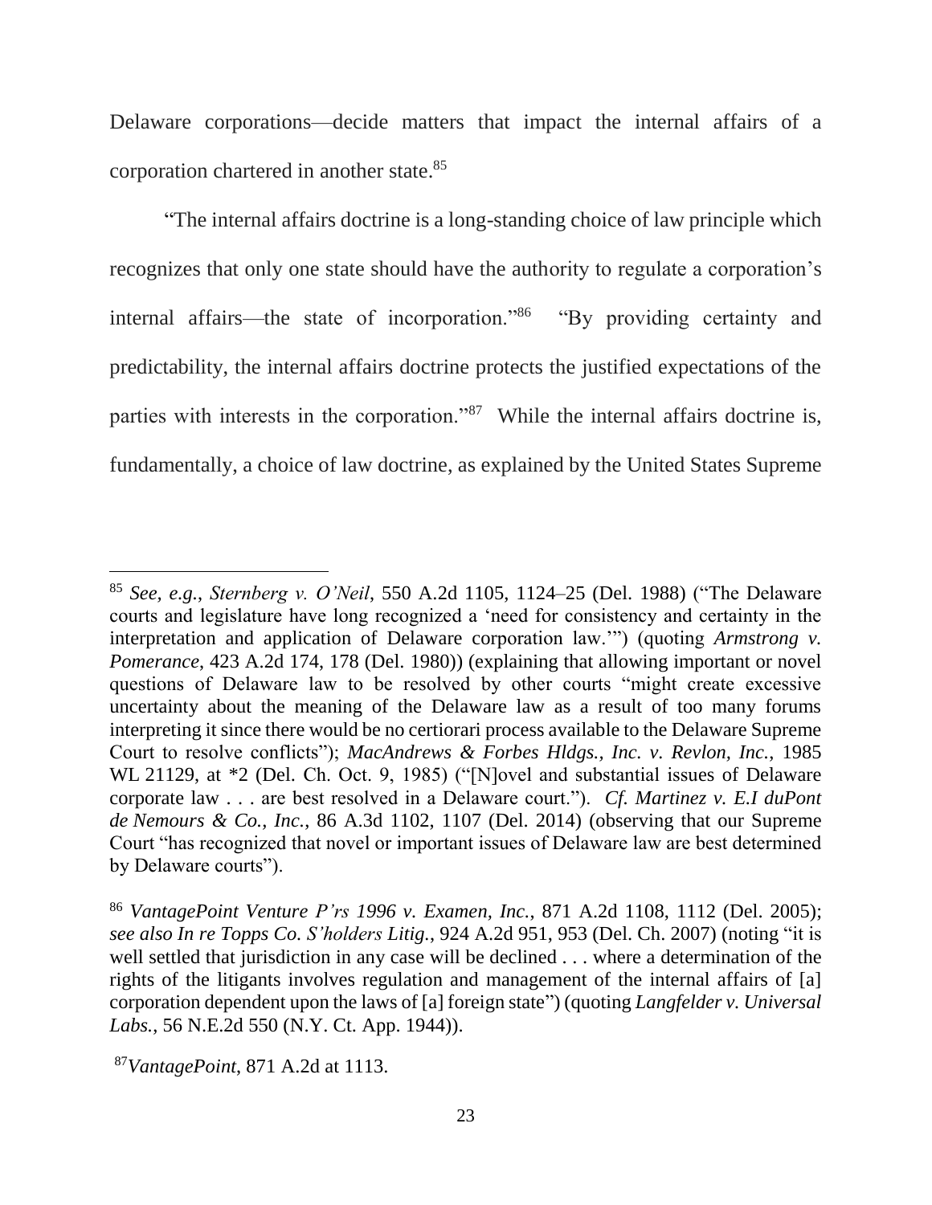Delaware corporations—decide matters that impact the internal affairs of a corporation chartered in another state.[85]

"The internal affairs doctrine is a long-standing choice of law principle which recognizes that only one state should have the authority to regulate a corporation's internal affairs—the state of incorporation."[86] "By providing certainty and predictability, the internal affairs doctrine protects the justified expectations of the parties with interests in the corporation."[87] While the internal affairs doctrine is, fundamentally, a choice of law doctrine, as explained by the United States Supreme

---

[85] *See, e.g.*, *Sternberg v. O'Neil*, 550 A.2d 1105, 1124–25 (Del. 1988) ("The Delaware courts and legislature have long recognized a 'need for consistency and certainty in the interpretation and application of Delaware corporation law.'") (quoting *Armstrong v. Pomerance*, 423 A.2d 174, 178 (Del. 1980)) (explaining that allowing important or novel questions of Delaware law to be resolved by other courts "might create excessive uncertainty about the meaning of the Delaware law as a result of too many forums interpreting it since there would be no certiorari process available to the Delaware Supreme Court to resolve conflicts"); *MacAndrews & Forbes Hldgs., Inc. v. Revlon, Inc.*, 1985 WL 21129, at *2 (Del. Ch. Oct. 9, 1985) ("[N]ovel and substantial issues of Delaware corporate law . . . are best resolved in a Delaware court."). *Cf. Martinez v. E.I duPont de Nemours & Co., Inc.*, 86 A.3d 1102, 1107 (Del. 2014) (observing that our Supreme Court "has recognized that novel or important issues of Delaware law are best determined by Delaware courts").

[86] *VantagePoint Venture P'rs 1996 v. Examen, Inc.*, 871 A.2d 1108, 1112 (Del. 2005); *see also In re Topps Co. S'holders Litig.*, 924 A.2d 951, 953 (Del. Ch. 2007) (noting "it is well settled that jurisdiction in any case will be declined . . . where a determination of the rights of the litigants involves regulation and management of the internal affairs of [a] corporation dependent upon the laws of [a] foreign state") (quoting *Langfelder v. Universal Labs.*, 56 N.E.2d 550 (N.Y. Ct. App. 1944)).

[87] *VantagePoint*, 871 A.2d at 1113.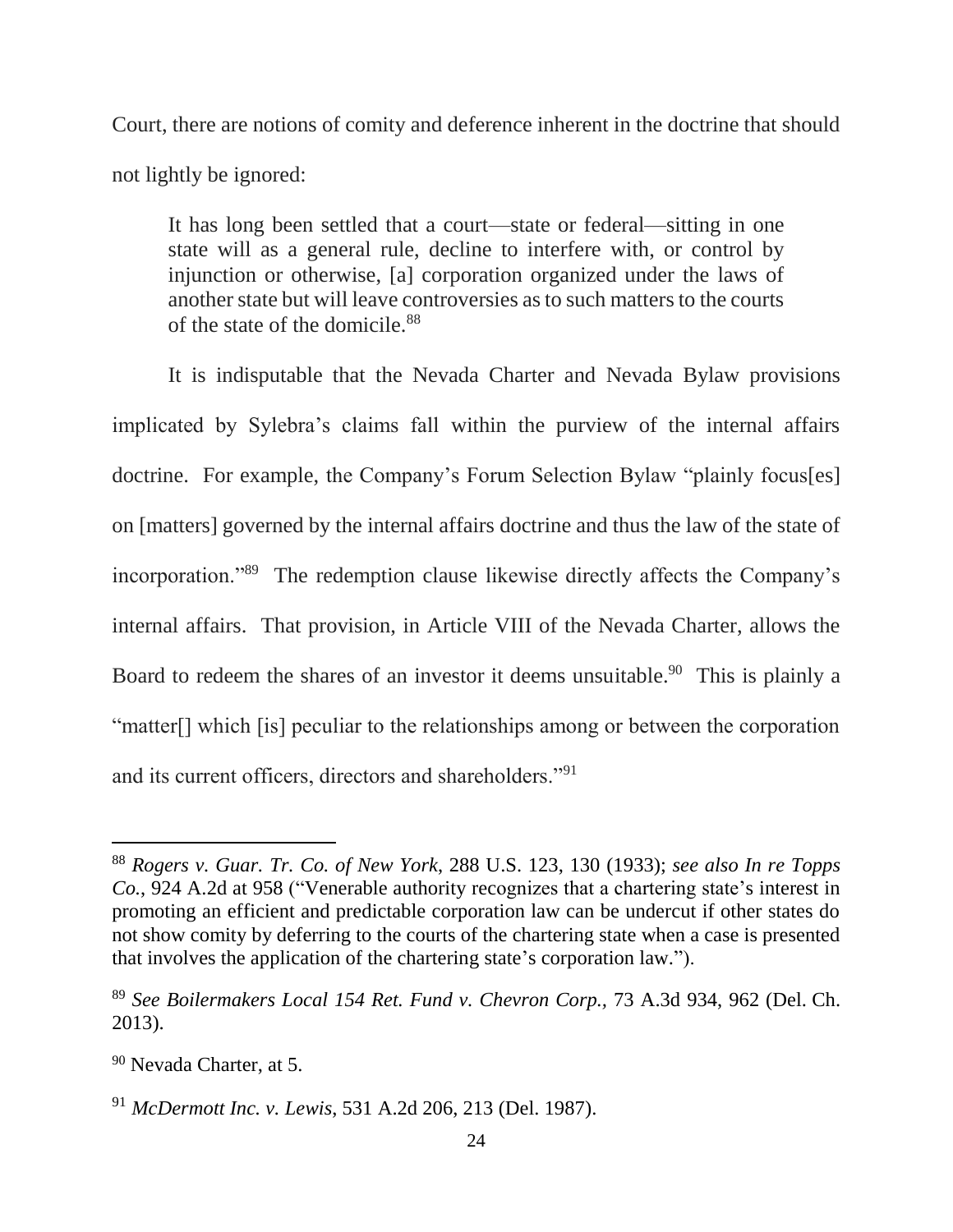Court, there are notions of comity and deference inherent in the doctrine that should not lightly be ignored:

> It has long been settled that a court—state or federal—sitting in one state will as a general rule, decline to interfere with, or control by injunction or otherwise, [a] corporation organized under the laws of another state but will leave controversies as to such matters to the courts of the state of the domicile.[88]

It is indisputable that the Nevada Charter and Nevada Bylaw provisions implicated by Sylebra's claims fall within the purview of the internal affairs doctrine. For example, the Company's Forum Selection Bylaw "plainly focus[es] on [matters] governed by the internal affairs doctrine and thus the law of the state of incorporation."[89] The redemption clause likewise directly affects the Company's internal affairs. That provision, in Article VIII of the Nevada Charter, allows the Board to redeem the shares of an investor it deems unsuitable.[90] This is plainly a "matter[] which [is] peculiar to the relationships among or between the corporation and its current officers, directors and shareholders."[91]

---

[88] *Rogers v. Guar. Tr. Co. of New York*, 288 U.S. 123, 130 (1933); *see also In re Topps Co.*, 924 A.2d at 958 ("Venerable authority recognizes that a chartering state's interest in promoting an efficient and predictable corporation law can be undercut if other states do not show comity by deferring to the courts of the chartering state when a case is presented that involves the application of the chartering state's corporation law.").

[89] *See Boilermakers Local 154 Ret. Fund v. Chevron Corp.*, 73 A.3d 934, 962 (Del. Ch. 2013).

[90] Nevada Charter, at 5.

[91] *McDermott Inc. v. Lewis*, 531 A.2d 206, 213 (Del. 1987).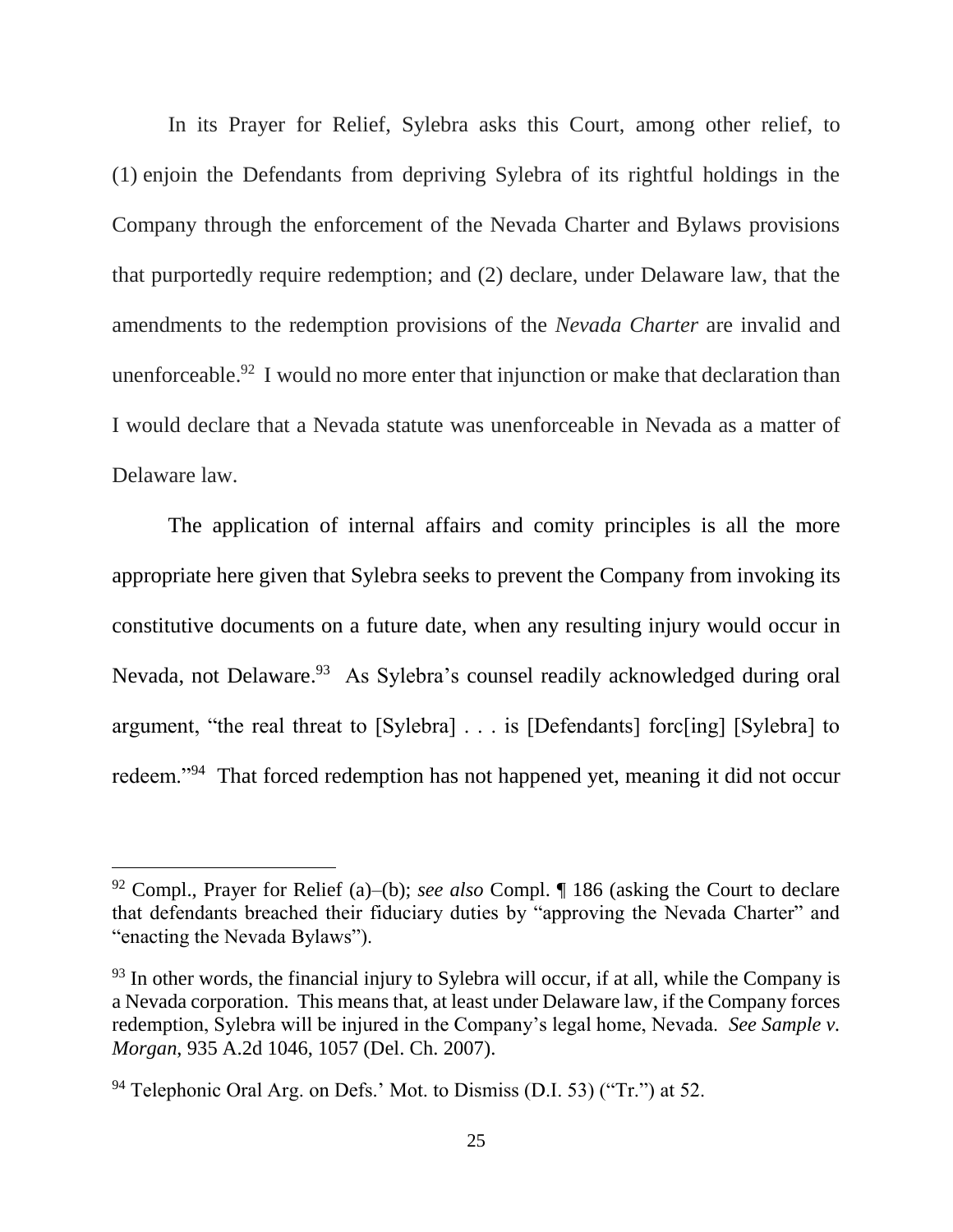In its Prayer for Relief, Sylebra asks this Court, among other relief, to (1) enjoin the Defendants from depriving Sylebra of its rightful holdings in the Company through the enforcement of the Nevada Charter and Bylaws provisions that purportedly require redemption; and (2) declare, under Delaware law, that the amendments to the redemption provisions of the *Nevada Charter* are invalid and unenforceable.[92] I would no more enter that injunction or make that declaration than I would declare that a Nevada statute was unenforceable in Nevada as a matter of Delaware law.

The application of internal affairs and comity principles is all the more appropriate here given that Sylebra seeks to prevent the Company from invoking its constitutive documents on a future date, when any resulting injury would occur in Nevada, not Delaware.[93] As Sylebra's counsel readily acknowledged during oral argument, "the real threat to [Sylebra] . . . is [Defendants] forc[ing] [Sylebra] to redeem."[94] That forced redemption has not happened yet, meaning it did not occur

---

[92] Compl., Prayer for Relief (a)–(b); *see also* Compl. ¶ 186 (asking the Court to declare that defendants breached their fiduciary duties by "approving the Nevada Charter" and "enacting the Nevada Bylaws").

[93] In other words, the financial injury to Sylebra will occur, if at all, while the Company is a Nevada corporation. This means that, at least under Delaware law, if the Company forces redemption, Sylebra will be injured in the Company's legal home, Nevada. *See Sample v. Morgan*, 935 A.2d 1046, 1057 (Del. Ch. 2007).

[94] Telephonic Oral Arg. on Defs.' Mot. to Dismiss (D.I. 53) ("Tr.") at 52.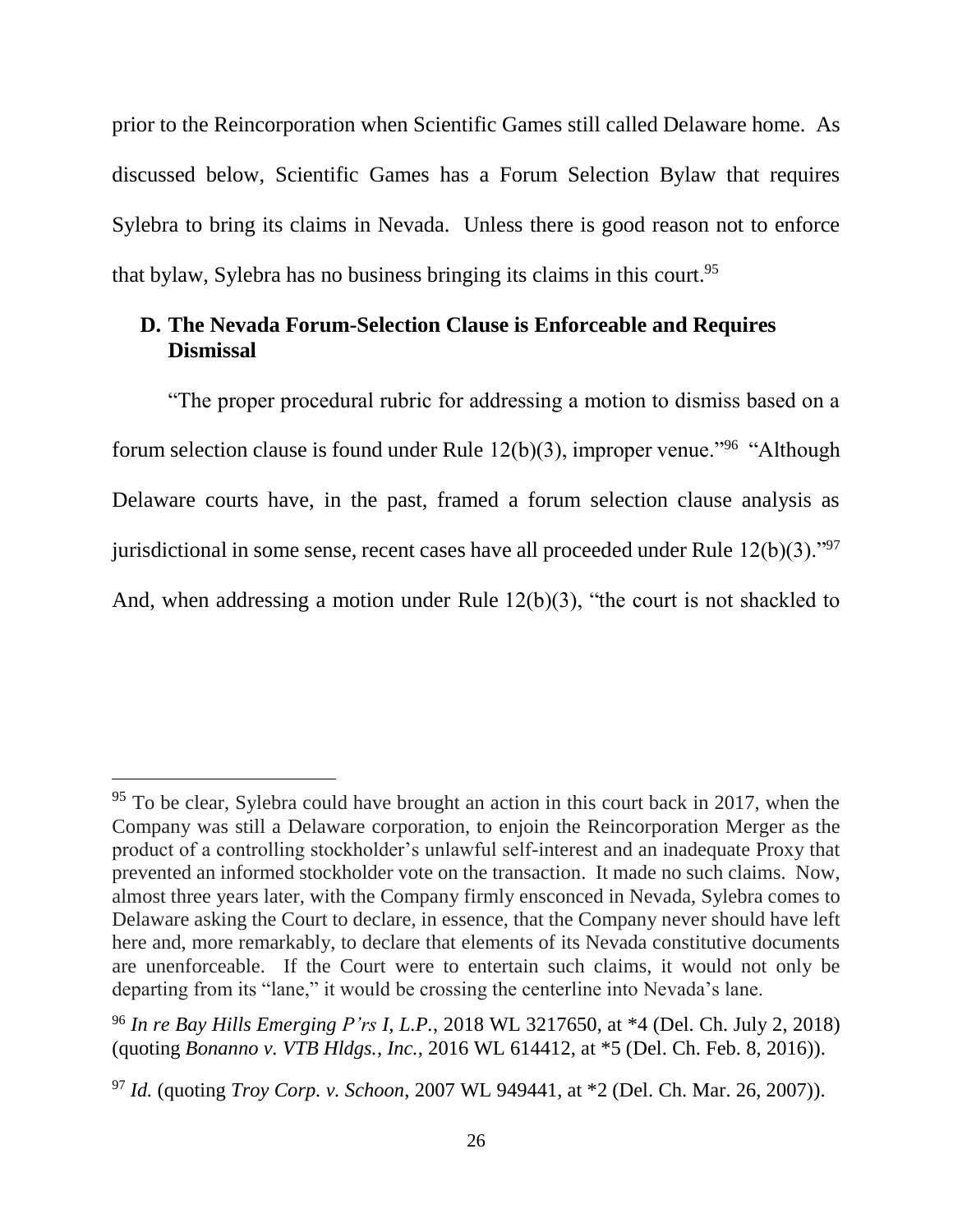prior to the Reincorporation when Scientific Games still called Delaware home. As discussed below, Scientific Games has a Forum Selection Bylaw that requires Sylebra to bring its claims in Nevada. Unless there is good reason not to enforce that bylaw, Sylebra has no business bringing its claims in this court.[95]

### D. The Nevada Forum-Selection Clause is Enforceable and Requires Dismissal

"The proper procedural rubric for addressing a motion to dismiss based on a forum selection clause is found under Rule 12(b)(3), improper venue."[96] "Although Delaware courts have, in the past, framed a forum selection clause analysis as jurisdictional in some sense, recent cases have all proceeded under Rule 12(b)(3)."[97] And, when addressing a motion under Rule 12(b)(3), "the court is not shackled to

---

[95] To be clear, Sylebra could have brought an action in this court back in 2017, when the Company was still a Delaware corporation, to enjoin the Reincorporation Merger as the product of a controlling stockholder's unlawful self-interest and an inadequate Proxy that prevented an informed stockholder vote on the transaction. It made no such claims. Now, almost three years later, with the Company firmly ensconced in Nevada, Sylebra comes to Delaware asking the Court to declare, in essence, that the Company never should have left here and, more remarkably, to declare that elements of its Nevada constitutive documents are unenforceable. If the Court were to entertain such claims, it would not only be departing from its "lane," it would be crossing the centerline into Nevada's lane.

[96] *In re Bay Hills Emerging P'rs I, L.P.*, 2018 WL 3217650, at *4 (Del. Ch. July 2, 2018) (quoting *Bonanno v. VTB Hldgs., Inc.*, 2016 WL 614412, at *5 (Del. Ch. Feb. 8, 2016)).

[97] *Id.* (quoting *Troy Corp. v. Schoon*, 2007 WL 949441, at *2 (Del. Ch. Mar. 26, 2007)).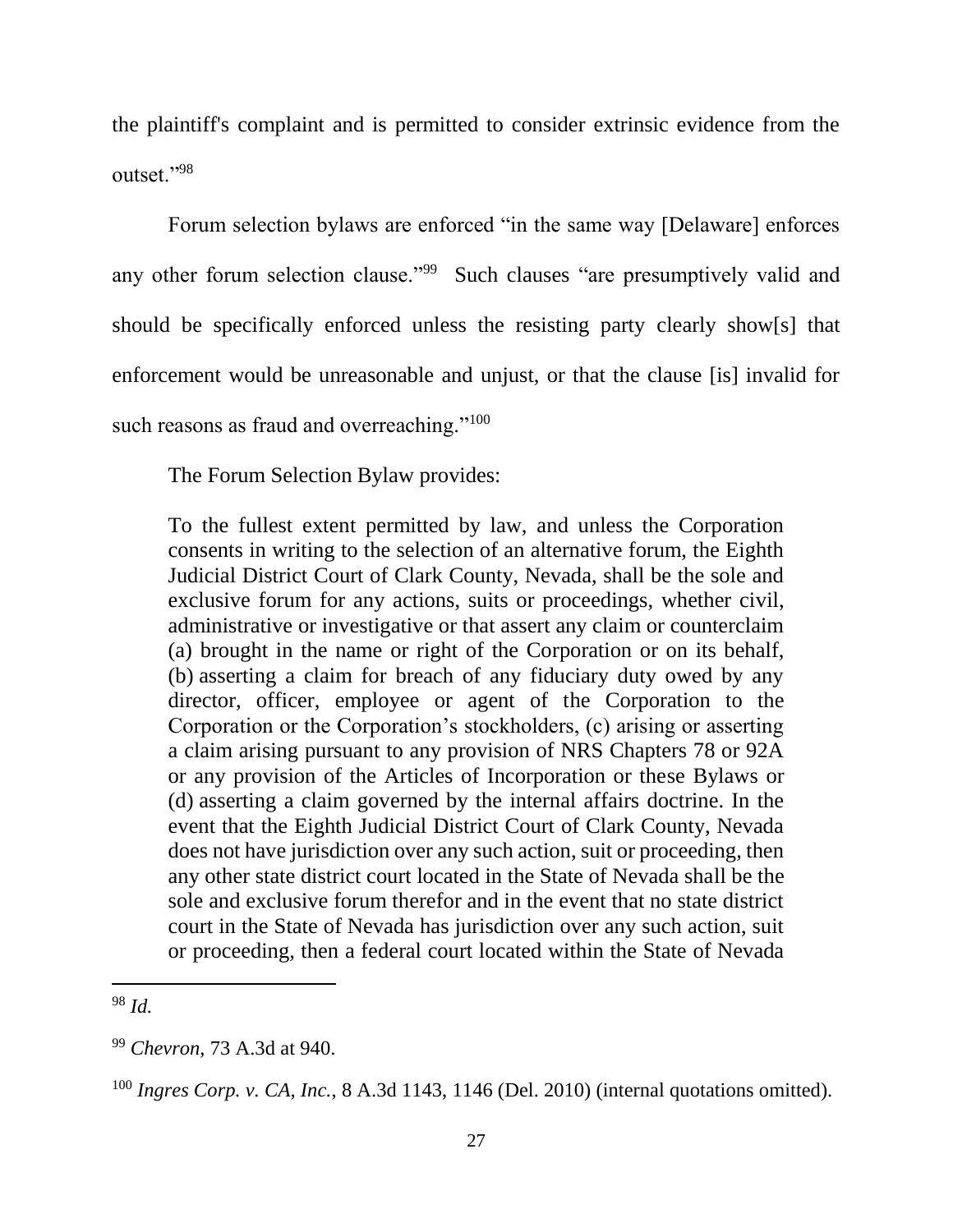the plaintiff's complaint and is permitted to consider extrinsic evidence from the outset."[98]

Forum selection bylaws are enforced "in the same way [Delaware] enforces any other forum selection clause."[99] Such clauses "are presumptively valid and should be specifically enforced unless the resisting party clearly show[s] that enforcement would be unreasonable and unjust, or that the clause [is] invalid for such reasons as fraud and overreaching."[100]

The Forum Selection Bylaw provides:

> To the fullest extent permitted by law, and unless the Corporation consents in writing to the selection of an alternative forum, the Eighth Judicial District Court of Clark County, Nevada, shall be the sole and exclusive forum for any actions, suits or proceedings, whether civil, administrative or investigative or that assert any claim or counterclaim (a) brought in the name or right of the Corporation or on its behalf, (b) asserting a claim for breach of any fiduciary duty owed by any director, officer, employee or agent of the Corporation to the Corporation or the Corporation's stockholders, (c) arising or asserting a claim arising pursuant to any provision of NRS Chapters 78 or 92A or any provision of the Articles of Incorporation or these Bylaws or (d) asserting a claim governed by the internal affairs doctrine. In the event that the Eighth Judicial District Court of Clark County, Nevada does not have jurisdiction over any such action, suit or proceeding, then any other state district court located in the State of Nevada shall be the sole and exclusive forum therefor and in the event that no state district court in the State of Nevada has jurisdiction over any such action, suit or proceeding, then a federal court located within the State of Nevada

---

[98] *Id.*

[99] *Chevron*, 73 A.3d at 940.

[100] *Ingres Corp. v. CA, Inc.*, 8 A.3d 1143, 1146 (Del. 2010) (internal quotations omitted).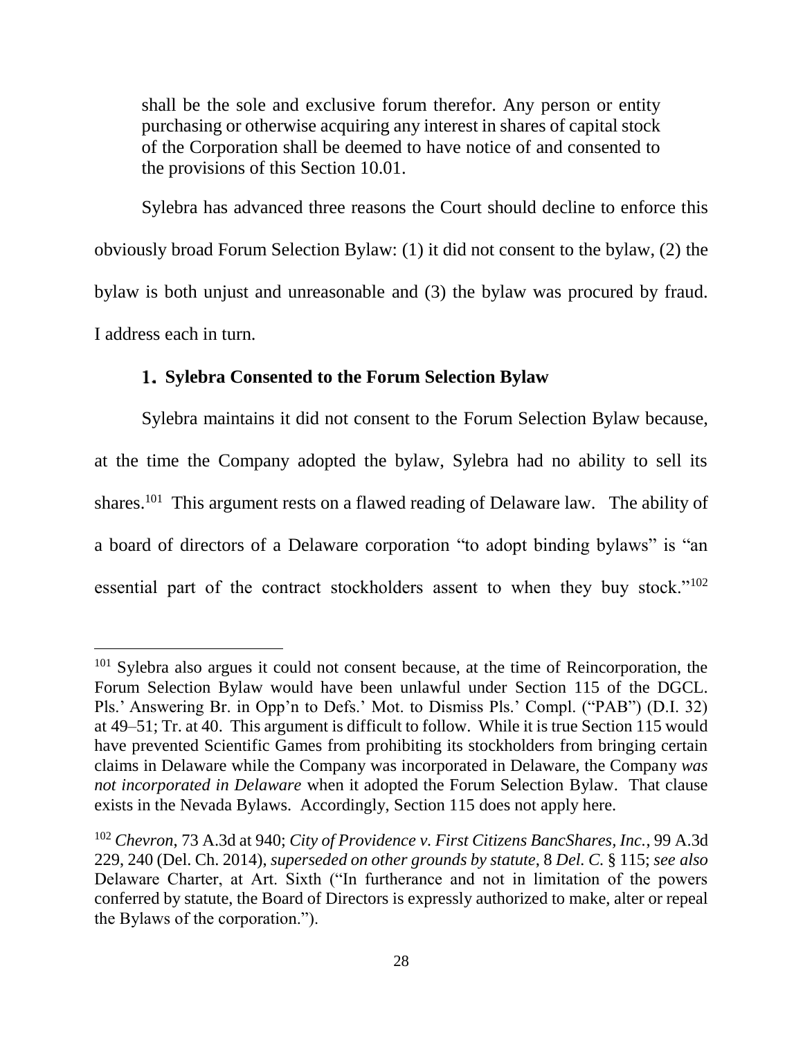> shall be the sole and exclusive forum therefor. Any person or entity purchasing or otherwise acquiring any interest in shares of capital stock of the Corporation shall be deemed to have notice of and consented to the provisions of this Section 10.01.

Sylebra has advanced three reasons the Court should decline to enforce this obviously broad Forum Selection Bylaw: (1) it did not consent to the bylaw, (2) the bylaw is both unjust and unreasonable and (3) the bylaw was procured by fraud. I address each in turn.

### 1. Sylebra Consented to the Forum Selection Bylaw

Sylebra maintains it did not consent to the Forum Selection Bylaw because, at the time the Company adopted the bylaw, Sylebra had no ability to sell its shares.[101] This argument rests on a flawed reading of Delaware law. The ability of a board of directors of a Delaware corporation "to adopt binding bylaws" is "an essential part of the contract stockholders assent to when they buy stock."[102]

---

[101] Sylebra also argues it could not consent because, at the time of Reincorporation, the Forum Selection Bylaw would have been unlawful under Section 115 of the DGCL. Pls.' Answering Br. in Opp'n to Defs.' Mot. to Dismiss Pls.' Compl. ("PAB") (D.I. 32) at 49–51; Tr. at 40. This argument is difficult to follow. While it is true Section 115 would have prevented Scientific Games from prohibiting its stockholders from bringing certain claims in Delaware while the Company was incorporated in Delaware, the Company *was not incorporated in Delaware* when it adopted the Forum Selection Bylaw. That clause exists in the Nevada Bylaws. Accordingly, Section 115 does not apply here.

[102] *Chevron*, 73 A.3d at 940; *City of Providence v. First Citizens BancShares, Inc.*, 99 A.3d 229, 240 (Del. Ch. 2014), *superseded on other grounds by statute*, 8 *Del. C.* § 115; *see also* Delaware Charter, at Art. Sixth ("In furtherance and not in limitation of the powers conferred by statute, the Board of Directors is expressly authorized to make, alter or repeal the Bylaws of the corporation.").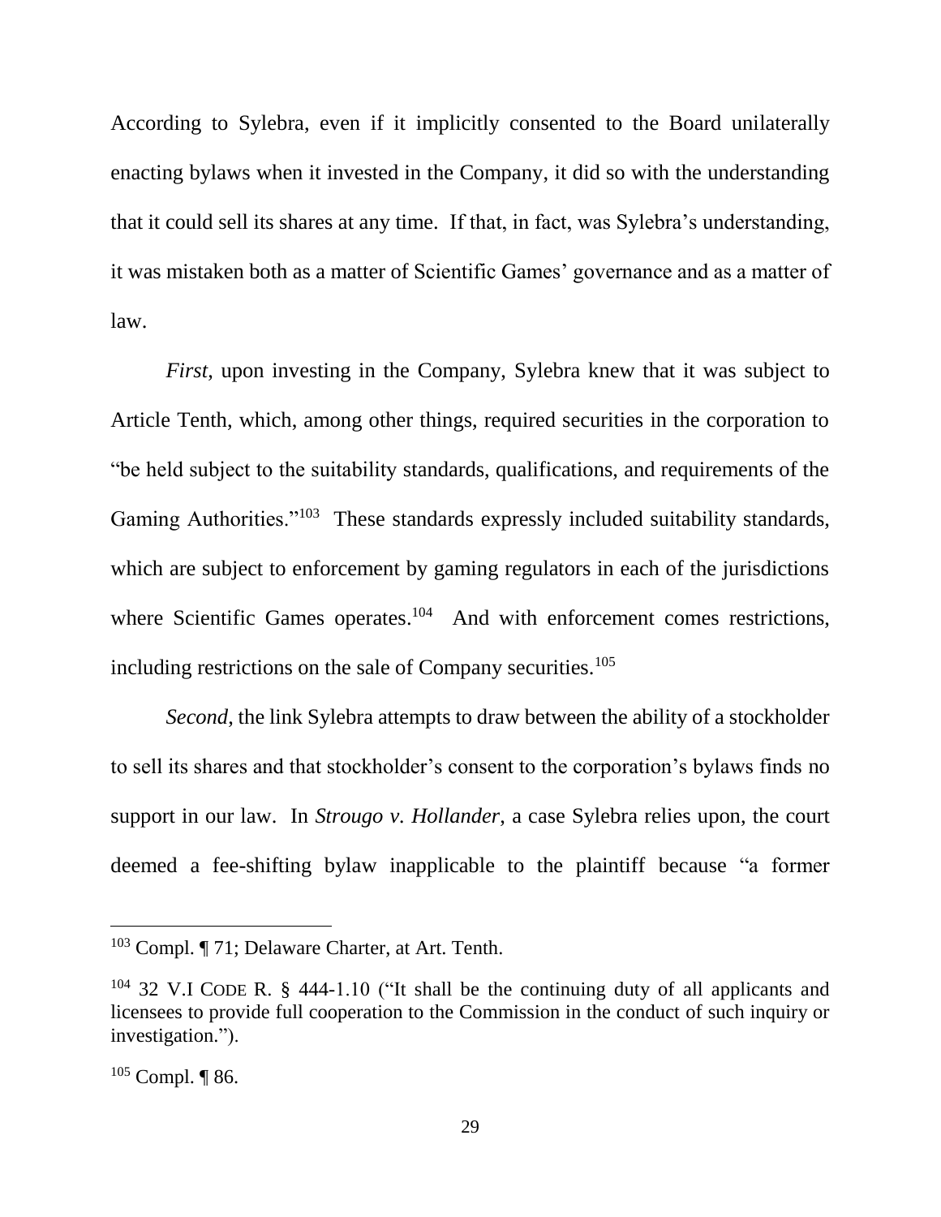According to Sylebra, even if it implicitly consented to the Board unilaterally enacting bylaws when it invested in the Company, it did so with the understanding that it could sell its shares at any time. If that, in fact, was Sylebra's understanding, it was mistaken both as a matter of Scientific Games' governance and as a matter of law.

*First*, upon investing in the Company, Sylebra knew that it was subject to Article Tenth, which, among other things, required securities in the corporation to "be held subject to the suitability standards, qualifications, and requirements of the Gaming Authorities."[103] These standards expressly included suitability standards, which are subject to enforcement by gaming regulators in each of the jurisdictions where Scientific Games operates.[104] And with enforcement comes restrictions, including restrictions on the sale of Company securities.[105]

*Second*, the link Sylebra attempts to draw between the ability of a stockholder to sell its shares and that stockholder's consent to the corporation's bylaws finds no support in our law. In *Strougo v. Hollander*, a case Sylebra relies upon, the court deemed a fee-shifting bylaw inapplicable to the plaintiff because "a former

---

[103] Compl. ¶ 71; Delaware Charter, at Art. Tenth.

[104] 32 V.I CODE R. § 444-1.10 ("It shall be the continuing duty of all applicants and licensees to provide full cooperation to the Commission in the conduct of such inquiry or investigation.").

[105] Compl. ¶ 86.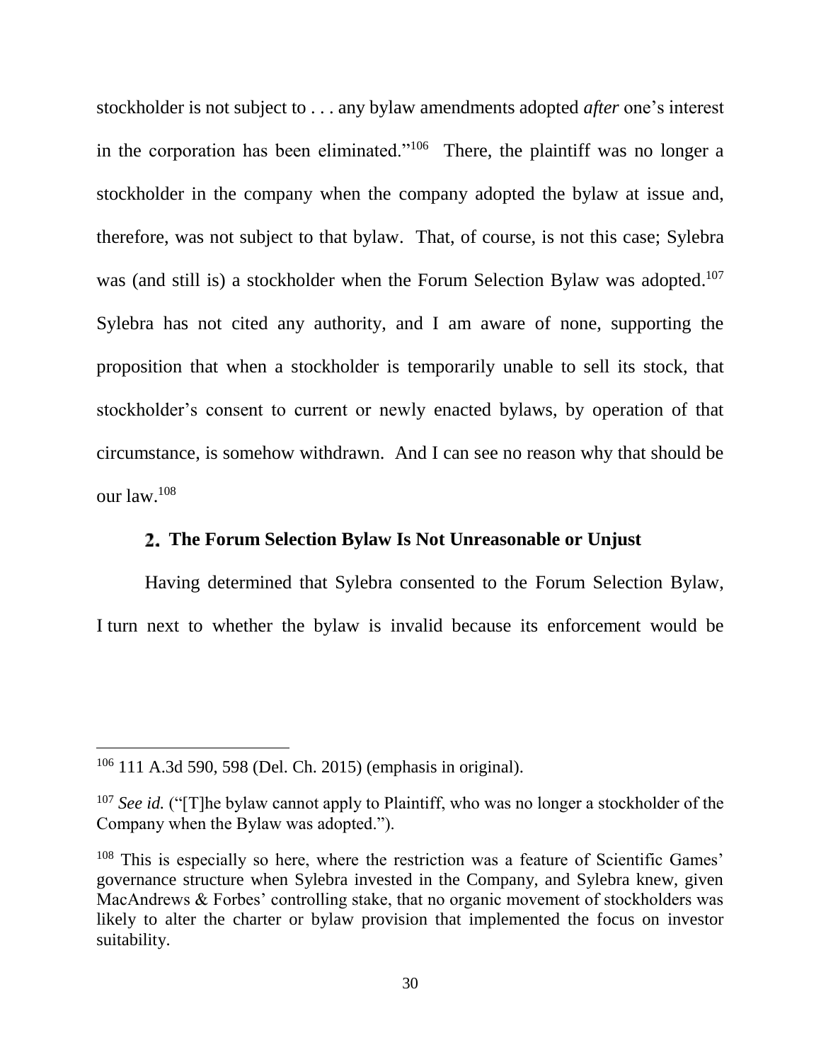stockholder is not subject to . . . any bylaw amendments adopted *after* one's interest in the corporation has been eliminated."[106] There, the plaintiff was no longer a stockholder in the company when the company adopted the bylaw at issue and, therefore, was not subject to that bylaw. That, of course, is not this case; Sylebra was (and still is) a stockholder when the Forum Selection Bylaw was adopted.[107] Sylebra has not cited any authority, and I am aware of none, supporting the proposition that when a stockholder is temporarily unable to sell its stock, that stockholder's consent to current or newly enacted bylaws, by operation of that circumstance, is somehow withdrawn. And I can see no reason why that should be our law.[108]

### 2. The Forum Selection Bylaw Is Not Unreasonable or Unjust

Having determined that Sylebra consented to the Forum Selection Bylaw, I turn next to whether the bylaw is invalid because its enforcement would be

---

[106] 111 A.3d 590, 598 (Del. Ch. 2015) (emphasis in original).

[107] *See id.* ("[T]he bylaw cannot apply to Plaintiff, who was no longer a stockholder of the Company when the Bylaw was adopted.").

[108] This is especially so here, where the restriction was a feature of Scientific Games' governance structure when Sylebra invested in the Company, and Sylebra knew, given MacAndrews & Forbes' controlling stake, that no organic movement of stockholders was likely to alter the charter or bylaw provision that implemented the focus on investor suitability.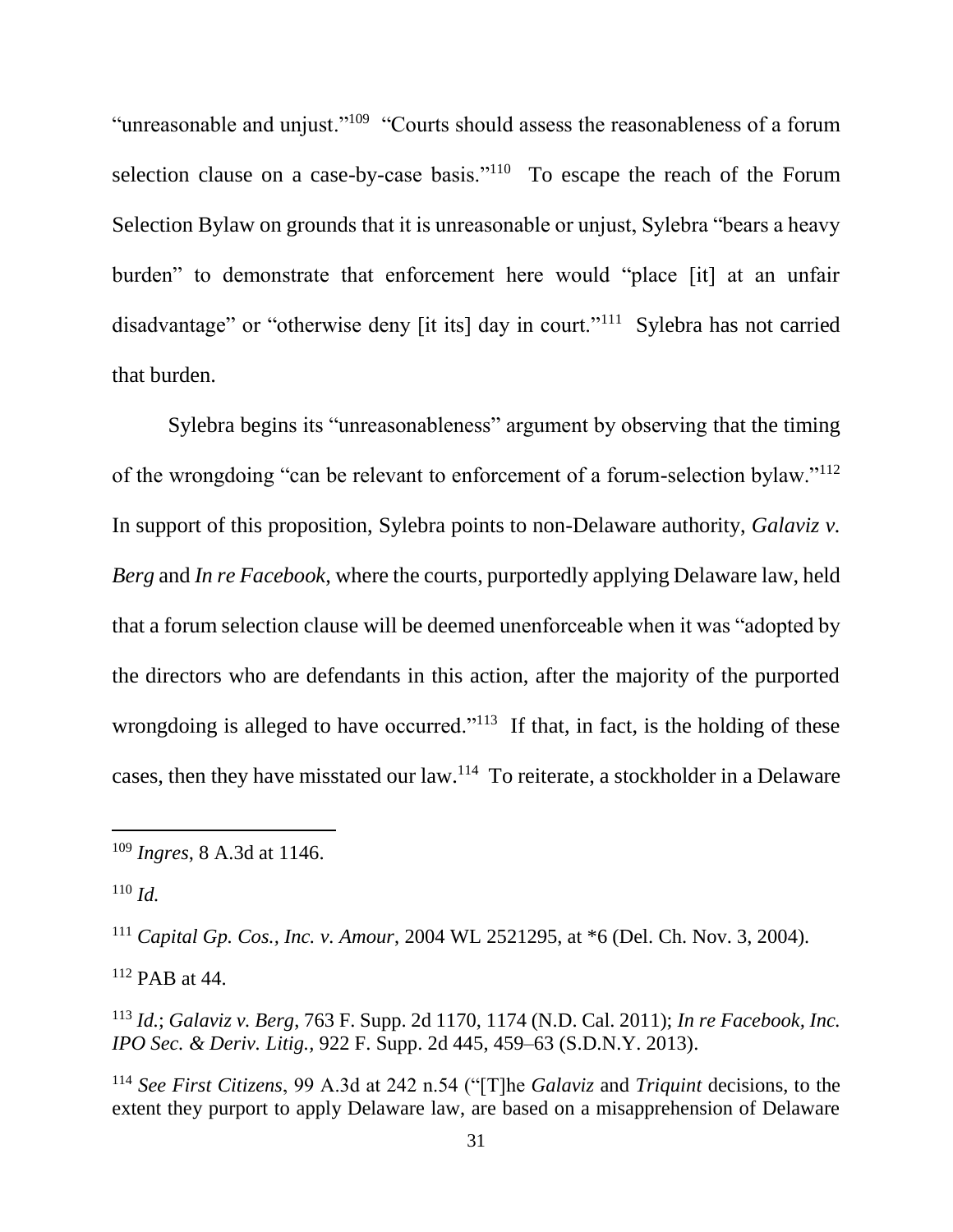"unreasonable and unjust."[109] "Courts should assess the reasonableness of a forum selection clause on a case-by-case basis."[110] To escape the reach of the Forum Selection Bylaw on grounds that it is unreasonable or unjust, Sylebra "bears a heavy burden" to demonstrate that enforcement here would "place [it] at an unfair disadvantage" or "otherwise deny [it its] day in court."[111] Sylebra has not carried that burden.

Sylebra begins its "unreasonableness" argument by observing that the timing of the wrongdoing "can be relevant to enforcement of a forum-selection bylaw."[112] In support of this proposition, Sylebra points to non-Delaware authority, *Galaviz v. Berg* and *In re Facebook*, where the courts, purportedly applying Delaware law, held that a forum selection clause will be deemed unenforceable when it was "adopted by the directors who are defendants in this action, after the majority of the purported wrongdoing is alleged to have occurred."[113] If that, in fact, is the holding of these cases, then they have misstated our law.[114] To reiterate, a stockholder in a Delaware

---

[109] *Ingres*, 8 A.3d at 1146.

[110] *Id.*

[111] *Capital Gp. Cos., Inc. v. Amour*, 2004 WL 2521295, at *6 (Del. Ch. Nov. 3, 2004).

[112] PAB at 44.

[113] *Id.*; *Galaviz v. Berg*, 763 F. Supp. 2d 1170, 1174 (N.D. Cal. 2011); *In re Facebook, Inc. IPO Sec. & Deriv. Litig.*, 922 F. Supp. 2d 445, 459–63 (S.D.N.Y. 2013).

[114] *See First Citizens*, 99 A.3d at 242 n.54 ("[T]he *Galaviz* and *Triquint* decisions, to the extent they purport to apply Delaware law, are based on a misapprehension of Delaware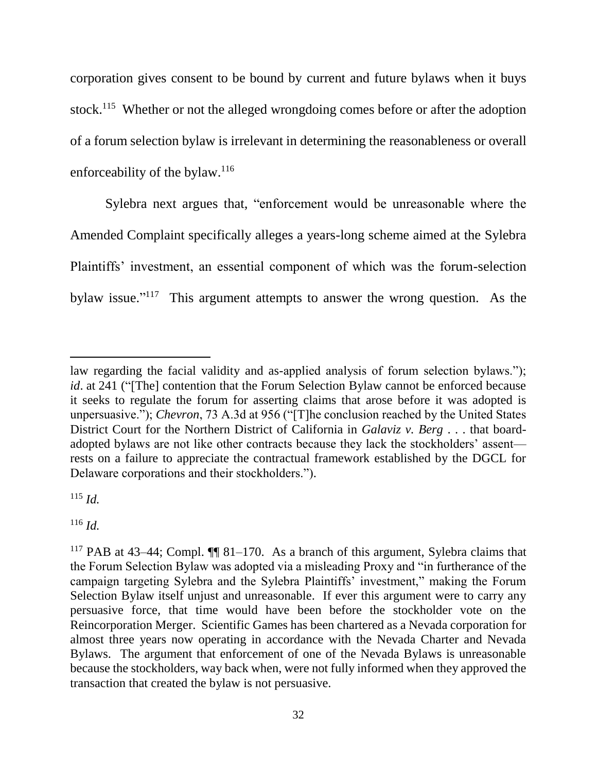corporation gives consent to be bound by current and future bylaws when it buys stock.[115] Whether or not the alleged wrongdoing comes before or after the adoption of a forum selection bylaw is irrelevant in determining the reasonableness or overall enforceability of the bylaw.[116]

Sylebra next argues that, "enforcement would be unreasonable where the Amended Complaint specifically alleges a years-long scheme aimed at the Sylebra Plaintiffs' investment, an essential component of which was the forum-selection bylaw issue."[117] This argument attempts to answer the wrong question. As the

---

law regarding the facial validity and as-applied analysis of forum selection bylaws."); *id*. at 241 ("[The] contention that the Forum Selection Bylaw cannot be enforced because it seeks to regulate the forum for asserting claims that arose before it was adopted is unpersuasive."); *Chevron*, 73 A.3d at 956 ("[T]he conclusion reached by the United States District Court for the Northern District of California in *Galaviz v. Berg* . . . that board-adopted bylaws are not like other contracts because they lack the stockholders' assent—rests on a failure to appreciate the contractual framework established by the DGCL for Delaware corporations and their stockholders.").

[115] *Id.*

[116] *Id.*

[117] PAB at 43–44; Compl. ¶¶ 81–170. As a branch of this argument, Sylebra claims that the Forum Selection Bylaw was adopted via a misleading Proxy and "in furtherance of the campaign targeting Sylebra and the Sylebra Plaintiffs' investment," making the Forum Selection Bylaw itself unjust and unreasonable. If ever this argument were to carry any persuasive force, that time would have been before the stockholder vote on the Reincorporation Merger. Scientific Games has been chartered as a Nevada corporation for almost three years now operating in accordance with the Nevada Charter and Nevada Bylaws. The argument that enforcement of one of the Nevada Bylaws is unreasonable because the stockholders, way back when, were not fully informed when they approved the transaction that created the bylaw is not persuasive.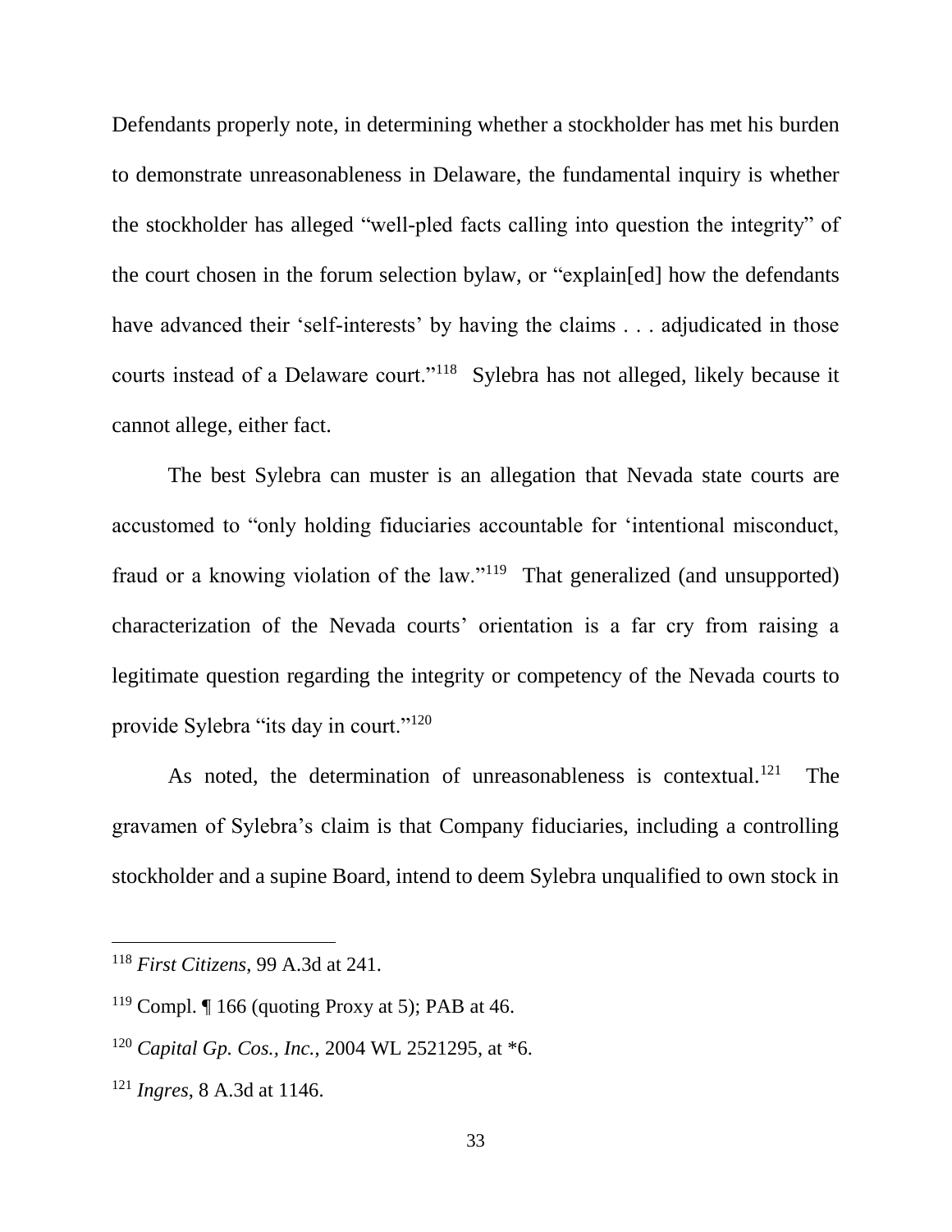Defendants properly note, in determining whether a stockholder has met his burden to demonstrate unreasonableness in Delaware, the fundamental inquiry is whether the stockholder has alleged "well-pled facts calling into question the integrity" of the court chosen in the forum selection bylaw, or "explain[ed] how the defendants have advanced their 'self-interests' by having the claims . . . adjudicated in those courts instead of a Delaware court."[118] Sylebra has not alleged, likely because it cannot allege, either fact.

The best Sylebra can muster is an allegation that Nevada state courts are accustomed to "only holding fiduciaries accountable for 'intentional misconduct, fraud or a knowing violation of the law."[119] That generalized (and unsupported) characterization of the Nevada courts' orientation is a far cry from raising a legitimate question regarding the integrity or competency of the Nevada courts to provide Sylebra "its day in court."[120]

As noted, the determination of unreasonableness is contextual.[121] The gravamen of Sylebra's claim is that Company fiduciaries, including a controlling stockholder and a supine Board, intend to deem Sylebra unqualified to own stock in

---

[118] *First Citizens*, 99 A.3d at 241.

[119] Compl. ¶ 166 (quoting Proxy at 5); PAB at 46.

[120] *Capital Gp. Cos., Inc.*, 2004 WL 2521295, at *6.

[121] *Ingres*, 8 A.3d at 1146.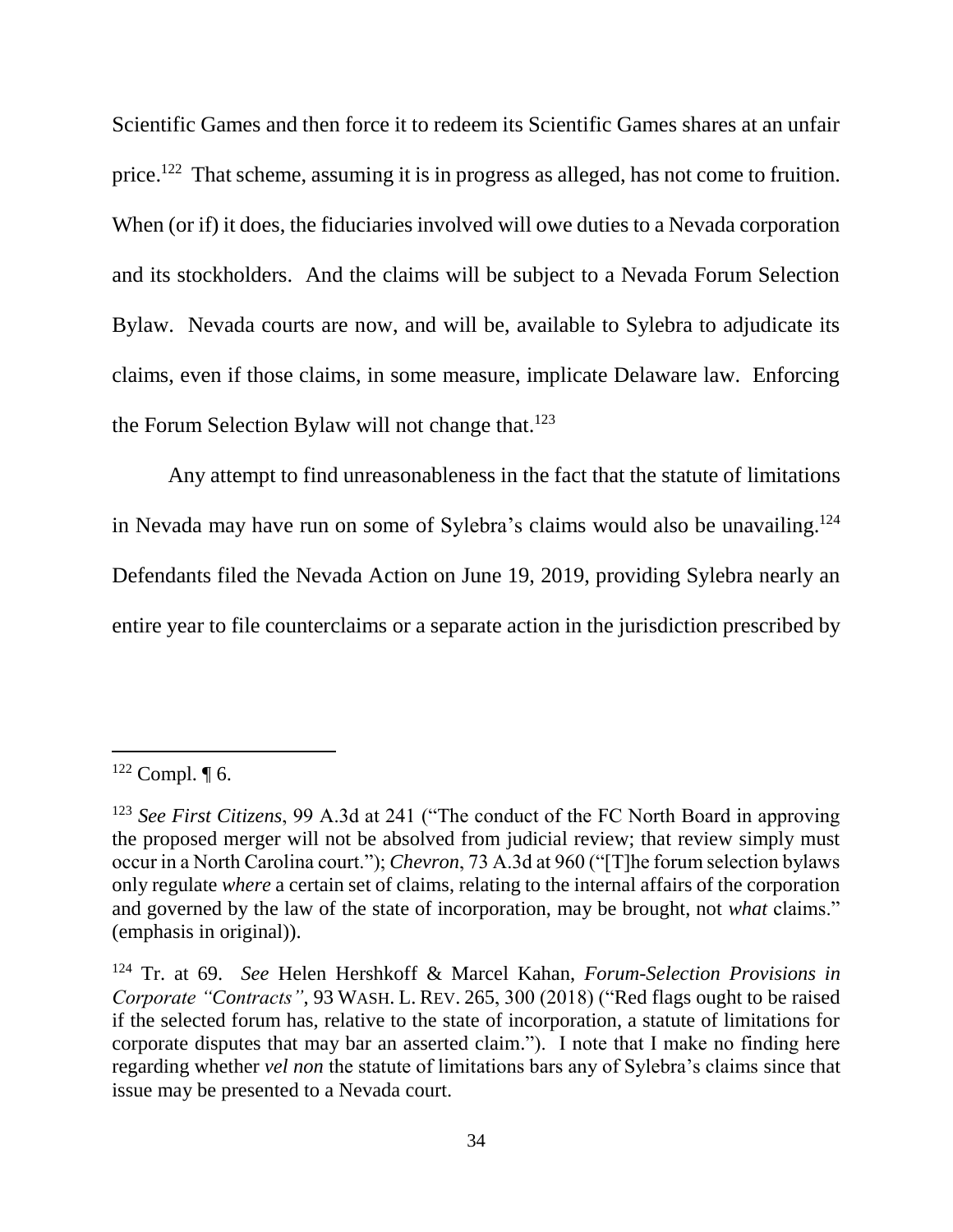Scientific Games and then force it to redeem its Scientific Games shares at an unfair price.[122] That scheme, assuming it is in progress as alleged, has not come to fruition. When (or if) it does, the fiduciaries involved will owe duties to a Nevada corporation and its stockholders. And the claims will be subject to a Nevada Forum Selection Bylaw. Nevada courts are now, and will be, available to Sylebra to adjudicate its claims, even if those claims, in some measure, implicate Delaware law. Enforcing the Forum Selection Bylaw will not change that.[123]

Any attempt to find unreasonableness in the fact that the statute of limitations in Nevada may have run on some of Sylebra's claims would also be unavailing.[124] Defendants filed the Nevada Action on June 19, 2019, providing Sylebra nearly an entire year to file counterclaims or a separate action in the jurisdiction prescribed by

---

[122] Compl. ¶ 6.

[123] *See First Citizens*, 99 A.3d at 241 ("The conduct of the FC North Board in approving the proposed merger will not be absolved from judicial review; that review simply must occur in a North Carolina court."); *Chevron*, 73 A.3d at 960 ("[T]he forum selection bylaws only regulate *where* a certain set of claims, relating to the internal affairs of the corporation and governed by the law of the state of incorporation, may be brought, not *what* claims." (emphasis in original)).

[124] Tr. at 69. *See* Helen Hershkoff & Marcel Kahan, *Forum-Selection Provisions in Corporate "Contracts"*, 93 WASH. L. REV. 265, 300 (2018) ("Red flags ought to be raised if the selected forum has, relative to the state of incorporation, a statute of limitations for corporate disputes that may bar an asserted claim."). I note that I make no finding here regarding whether *vel non* the statute of limitations bars any of Sylebra's claims since that issue may be presented to a Nevada court.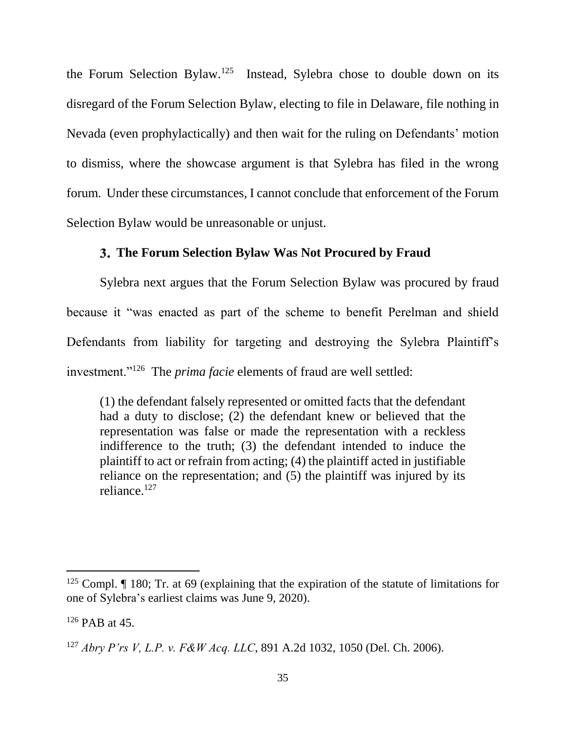the Forum Selection Bylaw.[125] Instead, Sylebra chose to double down on its disregard of the Forum Selection Bylaw, electing to file in Delaware, file nothing in Nevada (even prophylactically) and then wait for the ruling on Defendants' motion to dismiss, where the showcase argument is that Sylebra has filed in the wrong forum. Under these circumstances, I cannot conclude that enforcement of the Forum Selection Bylaw would be unreasonable or unjust.

### 3. The Forum Selection Bylaw Was Not Procured by Fraud

Sylebra next argues that the Forum Selection Bylaw was procured by fraud because it "was enacted as part of the scheme to benefit Perelman and shield Defendants from liability for targeting and destroying the Sylebra Plaintiff's investment."[126] The *prima facie* elements of fraud are well settled:

> (1) the defendant falsely represented or omitted facts that the defendant had a duty to disclose; (2) the defendant knew or believed that the representation was false or made the representation with a reckless indifference to the truth; (3) the defendant intended to induce the plaintiff to act or refrain from acting; (4) the plaintiff acted in justifiable reliance on the representation; and (5) the plaintiff was injured by its reliance.[127]

---

[125] Compl. ¶ 180; Tr. at 69 (explaining that the expiration of the statute of limitations for one of Sylebra's earliest claims was June 9, 2020).

[126] PAB at 45.

[127] *Abry P'rs V, L.P. v. F&W Acq. LLC*, 891 A.2d 1032, 1050 (Del. Ch. 2006).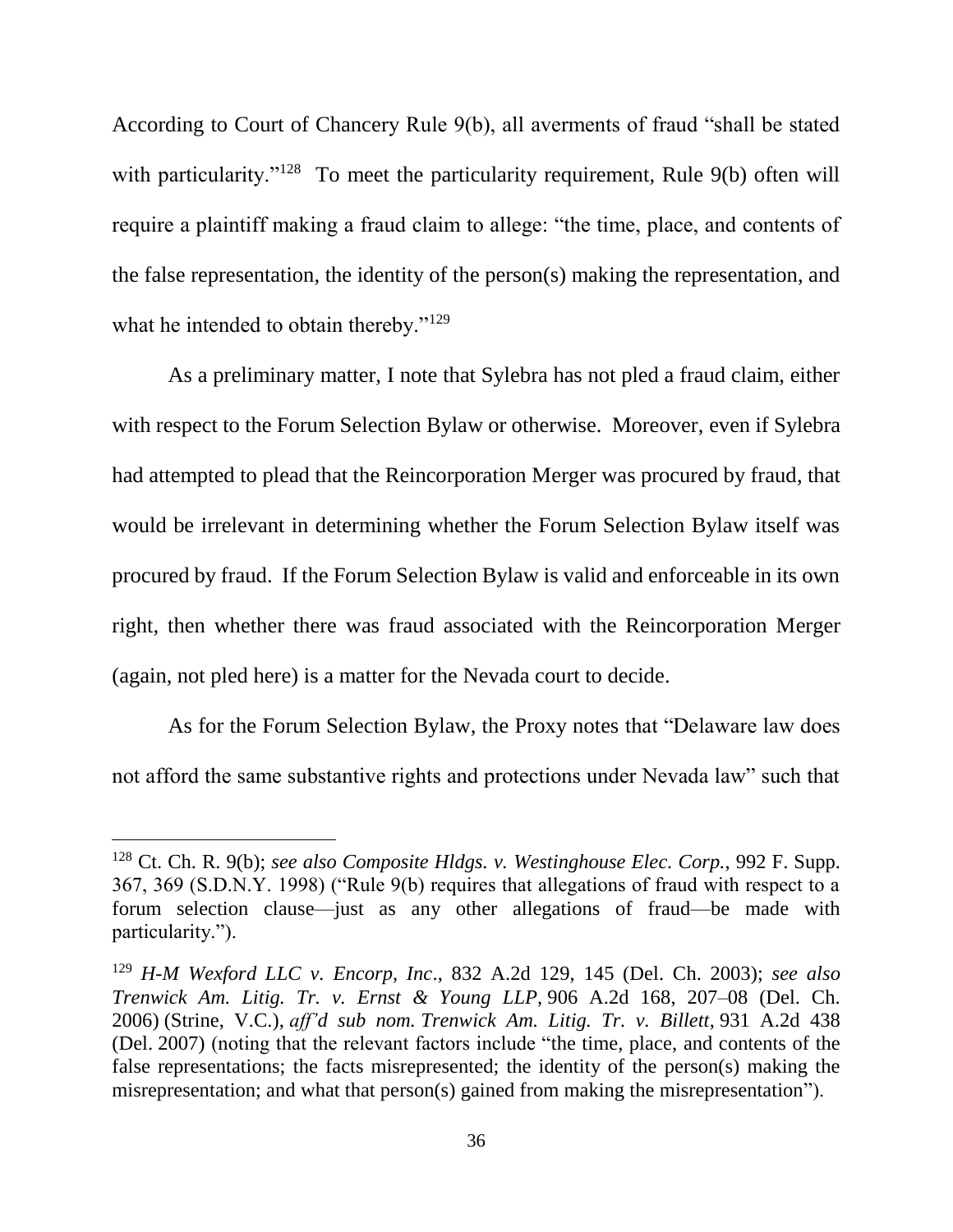According to Court of Chancery Rule 9(b), all averments of fraud "shall be stated with particularity."[128] To meet the particularity requirement, Rule 9(b) often will require a plaintiff making a fraud claim to allege: "the time, place, and contents of the false representation, the identity of the person(s) making the representation, and what he intended to obtain thereby."[129]

As a preliminary matter, I note that Sylebra has not pled a fraud claim, either with respect to the Forum Selection Bylaw or otherwise. Moreover, even if Sylebra had attempted to plead that the Reincorporation Merger was procured by fraud, that would be irrelevant in determining whether the Forum Selection Bylaw itself was procured by fraud. If the Forum Selection Bylaw is valid and enforceable in its own right, then whether there was fraud associated with the Reincorporation Merger (again, not pled here) is a matter for the Nevada court to decide.

As for the Forum Selection Bylaw, the Proxy notes that "Delaware law does not afford the same substantive rights and protections under Nevada law" such that

---

[128] Ct. Ch. R. 9(b); *see also Composite Hldgs. v. Westinghouse Elec. Corp.*, 992 F. Supp. 367, 369 (S.D.N.Y. 1998) ("Rule 9(b) requires that allegations of fraud with respect to a forum selection clause—just as any other allegations of fraud—be made with particularity.").

[129] *H-M Wexford LLC v. Encorp, Inc*., 832 A.2d 129, 145 (Del. Ch. 2003); *see also Trenwick Am. Litig. Tr. v. Ernst & Young LLP*, 906 A.2d 168, 207–08 (Del. Ch. 2006) (Strine, V.C.), *aff'd sub nom. Trenwick Am. Litig. Tr. v. Billett*, 931 A.2d 438 (Del. 2007) (noting that the relevant factors include "the time, place, and contents of the false representations; the facts misrepresented; the identity of the person(s) making the misrepresentation; and what that person(s) gained from making the misrepresentation").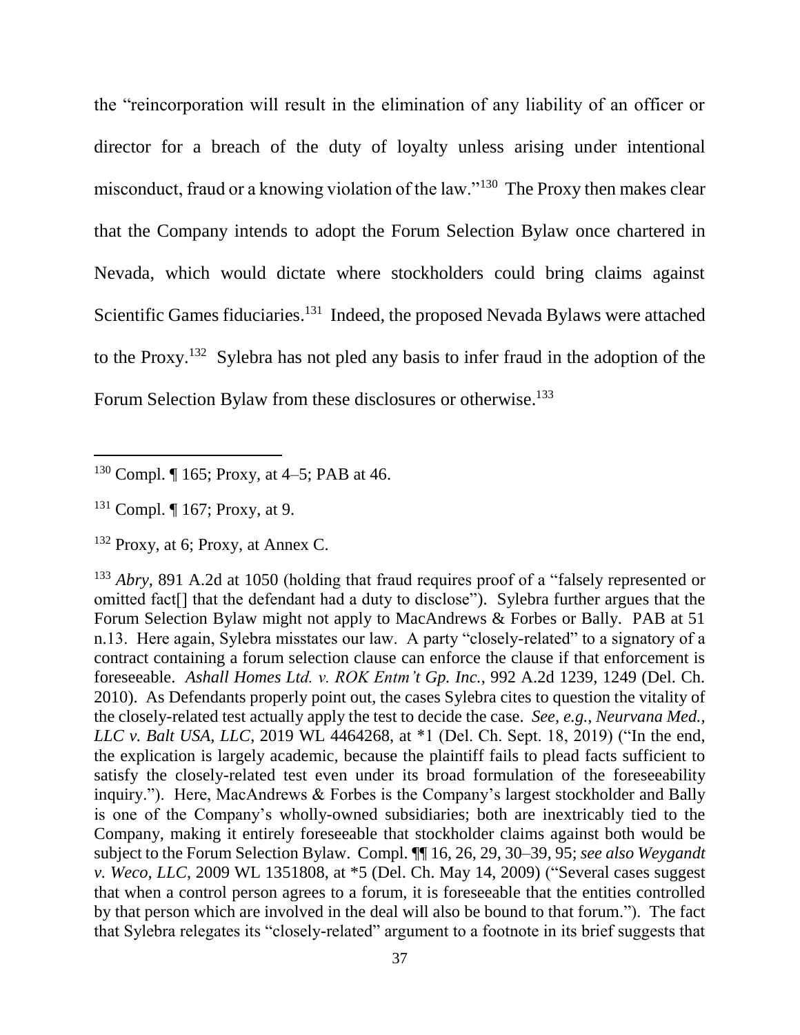the "reincorporation will result in the elimination of any liability of an officer or director for a breach of the duty of loyalty unless arising under intentional misconduct, fraud or a knowing violation of the law."[130] The Proxy then makes clear that the Company intends to adopt the Forum Selection Bylaw once chartered in Nevada, which would dictate where stockholders could bring claims against Scientific Games fiduciaries.[131] Indeed, the proposed Nevada Bylaws were attached to the Proxy.[132] Sylebra has not pled any basis to infer fraud in the adoption of the Forum Selection Bylaw from these disclosures or otherwise.[133]

---

[130] Compl. ¶ 165; Proxy, at 4–5; PAB at 46.

[131] Compl. ¶ 167; Proxy, at 9.

[132] Proxy, at 6; Proxy, at Annex C.

[133] *Abry*, 891 A.2d at 1050 (holding that fraud requires proof of a "falsely represented or omitted fact[] that the defendant had a duty to disclose"). Sylebra further argues that the Forum Selection Bylaw might not apply to MacAndrews & Forbes or Bally. PAB at 51 n.13. Here again, Sylebra misstates our law. A party "closely-related" to a signatory of a contract containing a forum selection clause can enforce the clause if that enforcement is foreseeable. *Ashall Homes Ltd. v. ROK Entm't Gp. Inc.*, 992 A.2d 1239, 1249 (Del. Ch. 2010). As Defendants properly point out, the cases Sylebra cites to question the vitality of the closely-related test actually apply the test to decide the case. *See, e.g.*, *Neurvana Med., LLC v. Balt USA, LLC*, 2019 WL 4464268, at *1 (Del. Ch. Sept. 18, 2019) ("In the end, the explication is largely academic, because the plaintiff fails to plead facts sufficient to satisfy the closely-related test even under its broad formulation of the foreseeability inquiry."). Here, MacAndrews & Forbes is the Company's largest stockholder and Bally is one of the Company's wholly-owned subsidiaries; both are inextricably tied to the Company, making it entirely foreseeable that stockholder claims against both would be subject to the Forum Selection Bylaw. Compl. ¶¶ 16, 26, 29, 30–39, 95; *see also Weygandt v. Weco, LLC*, 2009 WL 1351808, at *5 (Del. Ch. May 14, 2009) ("Several cases suggest that when a control person agrees to a forum, it is foreseeable that the entities controlled by that person which are involved in the deal will also be bound to that forum."). The fact that Sylebra relegates its "closely-related" argument to a footnote in its brief suggests that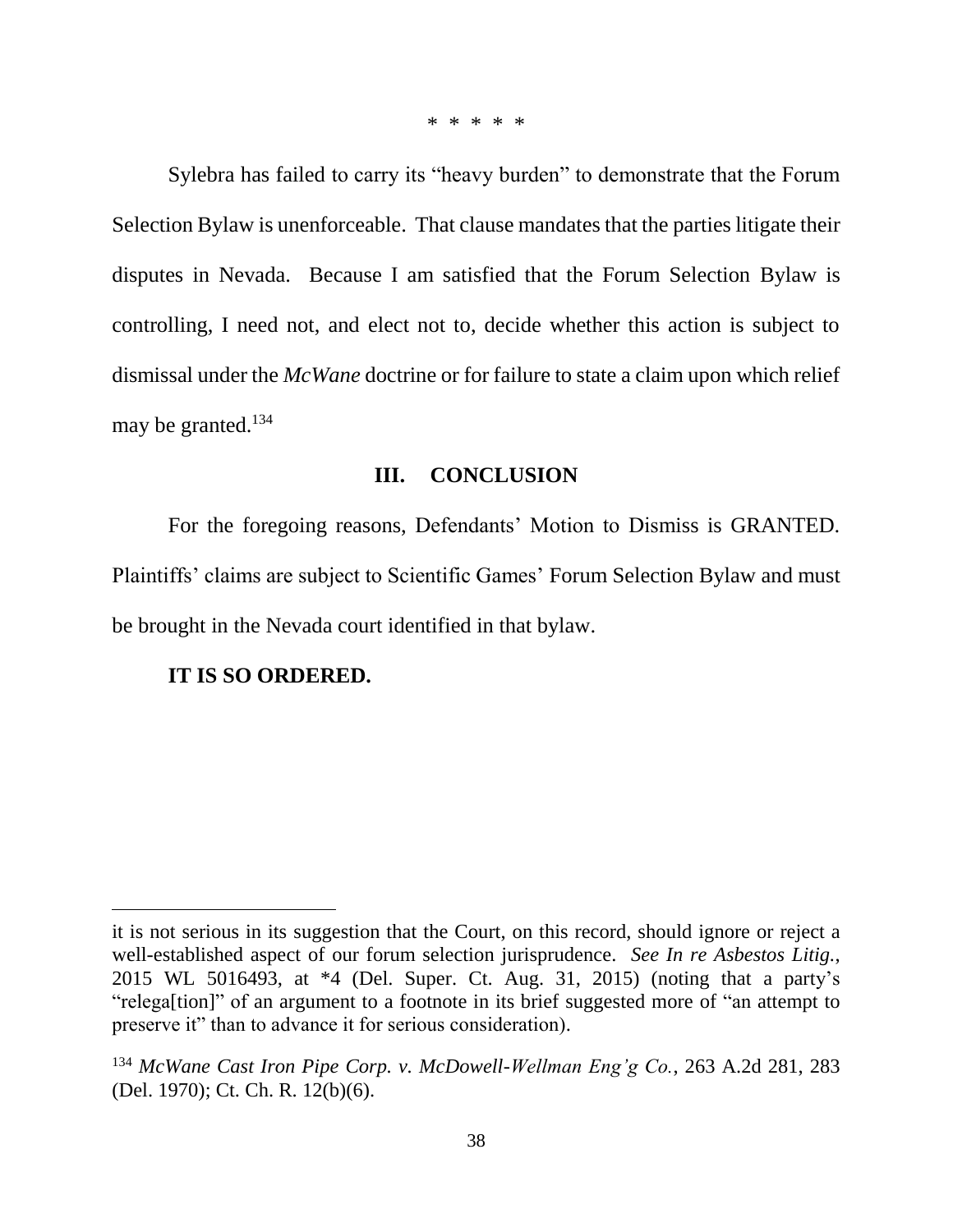\* \* \* \* \*

Sylebra has failed to carry its "heavy burden" to demonstrate that the Forum Selection Bylaw is unenforceable. That clause mandates that the parties litigate their disputes in Nevada. Because I am satisfied that the Forum Selection Bylaw is controlling, I need not, and elect not to, decide whether this action is subject to dismissal under the *McWane* doctrine or for failure to state a claim upon which relief may be granted.[134]

## III. CONCLUSION

For the foregoing reasons, Defendants' Motion to Dismiss is GRANTED. Plaintiffs' claims are subject to Scientific Games' Forum Selection Bylaw and must be brought in the Nevada court identified in that bylaw.

**IT IS SO ORDERED.**

---

it is not serious in its suggestion that the Court, on this record, should ignore or reject a well-established aspect of our forum selection jurisprudence. *See In re Asbestos Litig.*, 2015 WL 5016493, at *4 (Del. Super. Ct. Aug. 31, 2015) (noting that a party's "relega[tion]" of an argument to a footnote in its brief suggested more of "an attempt to preserve it" than to advance it for serious consideration).

[134] *McWane Cast Iron Pipe Corp. v. McDowell-Wellman Eng'g Co.*, 263 A.2d 281, 283 (Del. 1970); Ct. Ch. R. 12(b)(6).